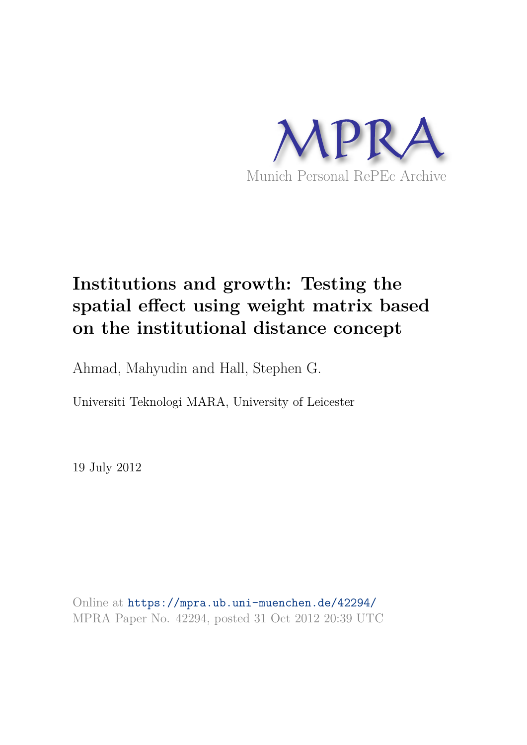MPRA

Munich Personal RePEc Archive

# Institutions and growth: Testing the spatial effect using weight matrix based on the institutional distance concept

Ahmad, Mahyudin and Hall, Stephen G.

Universiti Teknologi MARA, University of Leicester

19 July 2012

Online at https://mpra.ub.uni-muenchen.de/42294/
MPRA Paper No. 42294, posted 31 Oct 2012 20:39 UTC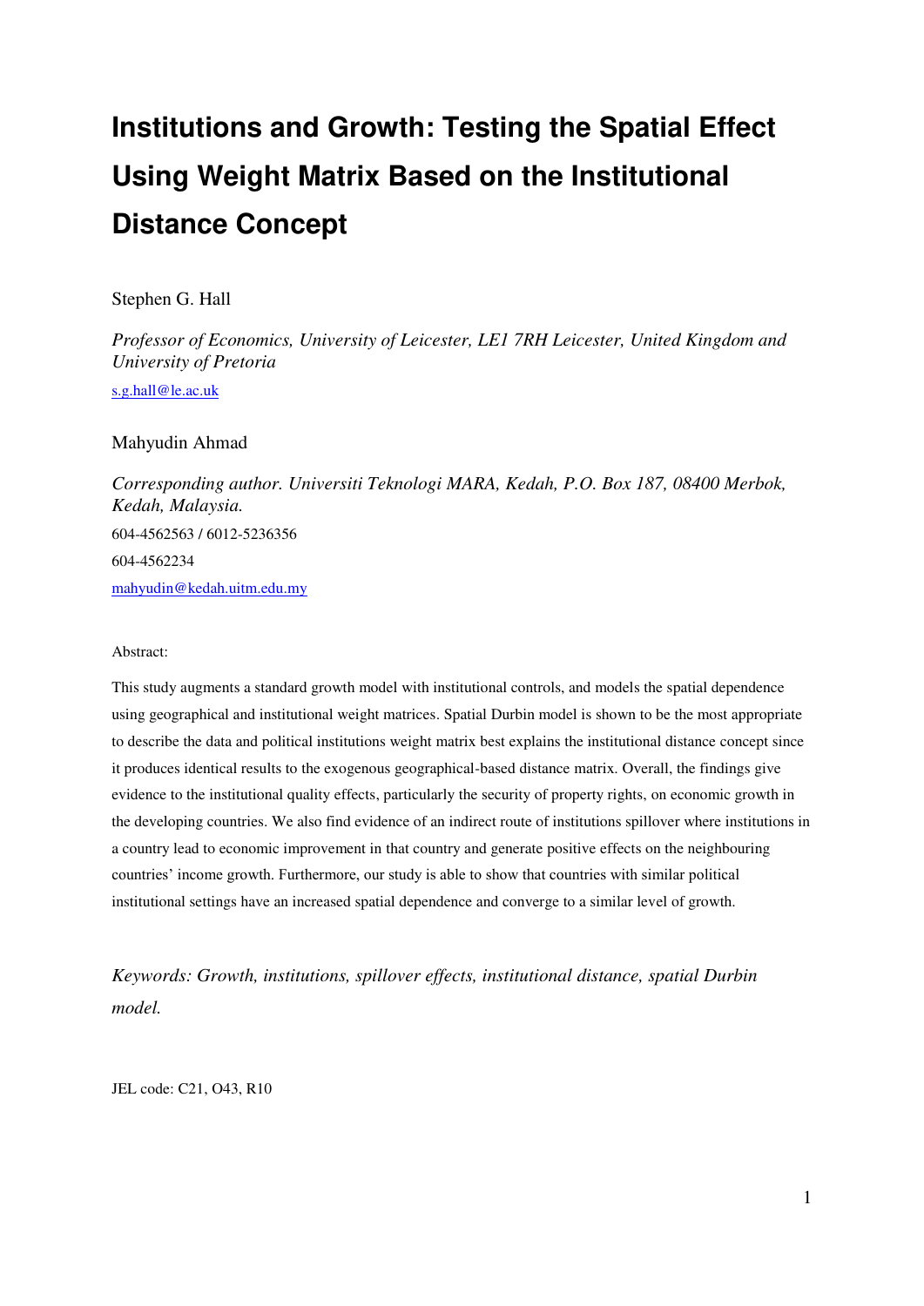# Institutions and Growth: Testing the Spatial Effect Using Weight Matrix Based on the Institutional Distance Concept

Stephen G. Hall

*Professor of Economics, University of Leicester, LE1 7RH Leicester, United Kingdom and University of Pretoria*

s.g.hall@le.ac.uk

Mahyudin Ahmad

*Corresponding author. Universiti Teknologi MARA, Kedah, P.O. Box 187, 08400 Merbok, Kedah, Malaysia.*

604-4562563 / 6012-5236356

604-4562234

mahyudin@kedah.uitm.edu.my

Abstract:

This study augments a standard growth model with institutional controls, and models the spatial dependence using geographical and institutional weight matrices. Spatial Durbin model is shown to be the most appropriate to describe the data and political institutions weight matrix best explains the institutional distance concept since it produces identical results to the exogenous geographical-based distance matrix. Overall, the findings give evidence to the institutional quality effects, particularly the security of property rights, on economic growth in the developing countries. We also find evidence of an indirect route of institutions spillover where institutions in a country lead to economic improvement in that country and generate positive effects on the neighbouring countries' income growth. Furthermore, our study is able to show that countries with similar political institutional settings have an increased spatial dependence and converge to a similar level of growth.

*Keywords: Growth, institutions, spillover effects, institutional distance, spatial Durbin model.*

JEL code: C21, O43, R10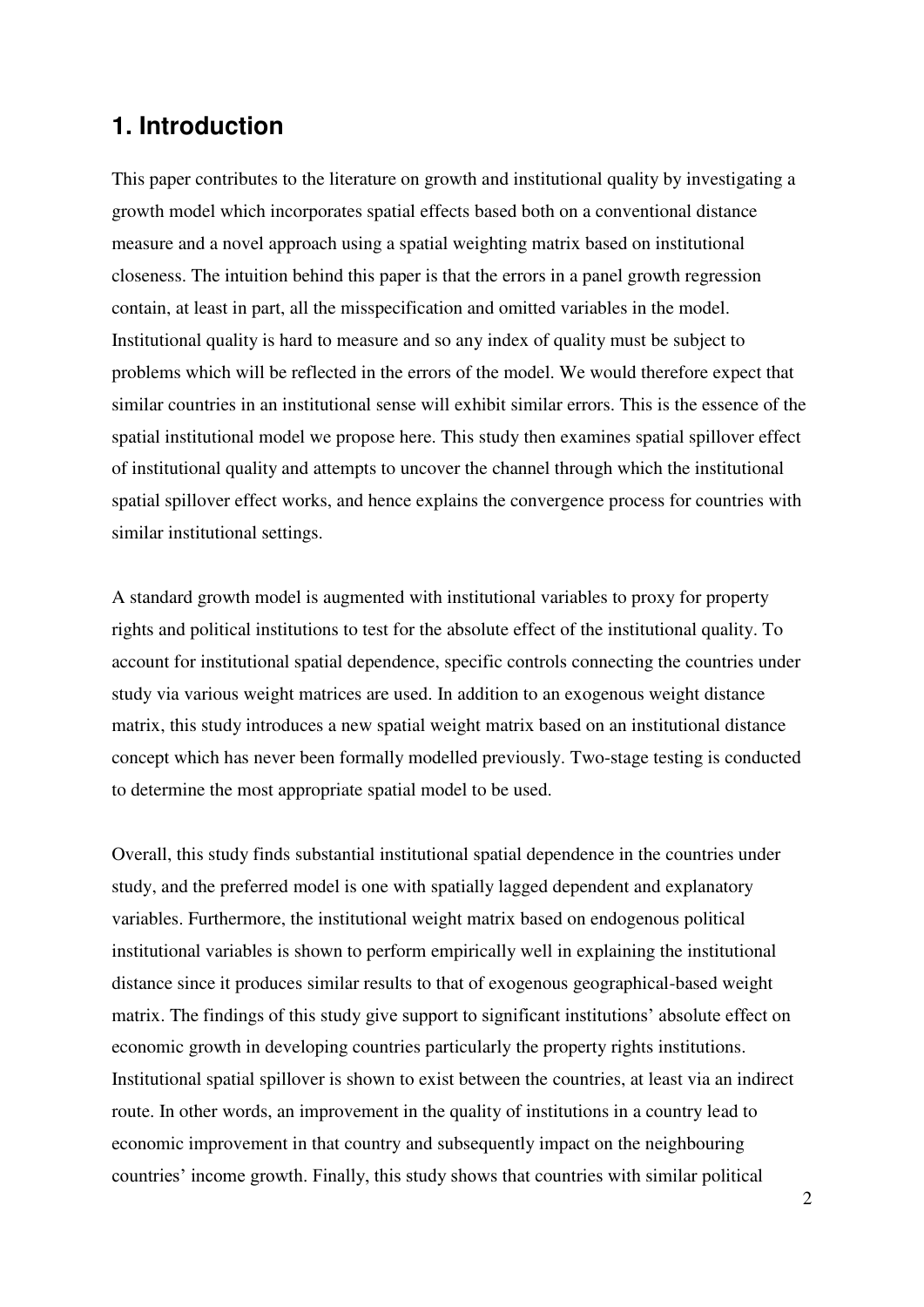## 1. Introduction

This paper contributes to the literature on growth and institutional quality by investigating a growth model which incorporates spatial effects based both on a conventional distance measure and a novel approach using a spatial weighting matrix based on institutional closeness. The intuition behind this paper is that the errors in a panel growth regression contain, at least in part, all the misspecification and omitted variables in the model. Institutional quality is hard to measure and so any index of quality must be subject to problems which will be reflected in the errors of the model. We would therefore expect that similar countries in an institutional sense will exhibit similar errors. This is the essence of the spatial institutional model we propose here. This study then examines spatial spillover effect of institutional quality and attempts to uncover the channel through which the institutional spatial spillover effect works, and hence explains the convergence process for countries with similar institutional settings.

A standard growth model is augmented with institutional variables to proxy for property rights and political institutions to test for the absolute effect of the institutional quality. To account for institutional spatial dependence, specific controls connecting the countries under study via various weight matrices are used. In addition to an exogenous weight distance matrix, this study introduces a new spatial weight matrix based on an institutional distance concept which has never been formally modelled previously. Two-stage testing is conducted to determine the most appropriate spatial model to be used.

Overall, this study finds substantial institutional spatial dependence in the countries under study, and the preferred model is one with spatially lagged dependent and explanatory variables. Furthermore, the institutional weight matrix based on endogenous political institutional variables is shown to perform empirically well in explaining the institutional distance since it produces similar results to that of exogenous geographical-based weight matrix. The findings of this study give support to significant institutions' absolute effect on economic growth in developing countries particularly the property rights institutions. Institutional spatial spillover is shown to exist between the countries, at least via an indirect route. In other words, an improvement in the quality of institutions in a country lead to economic improvement in that country and subsequently impact on the neighbouring countries' income growth. Finally, this study shows that countries with similar political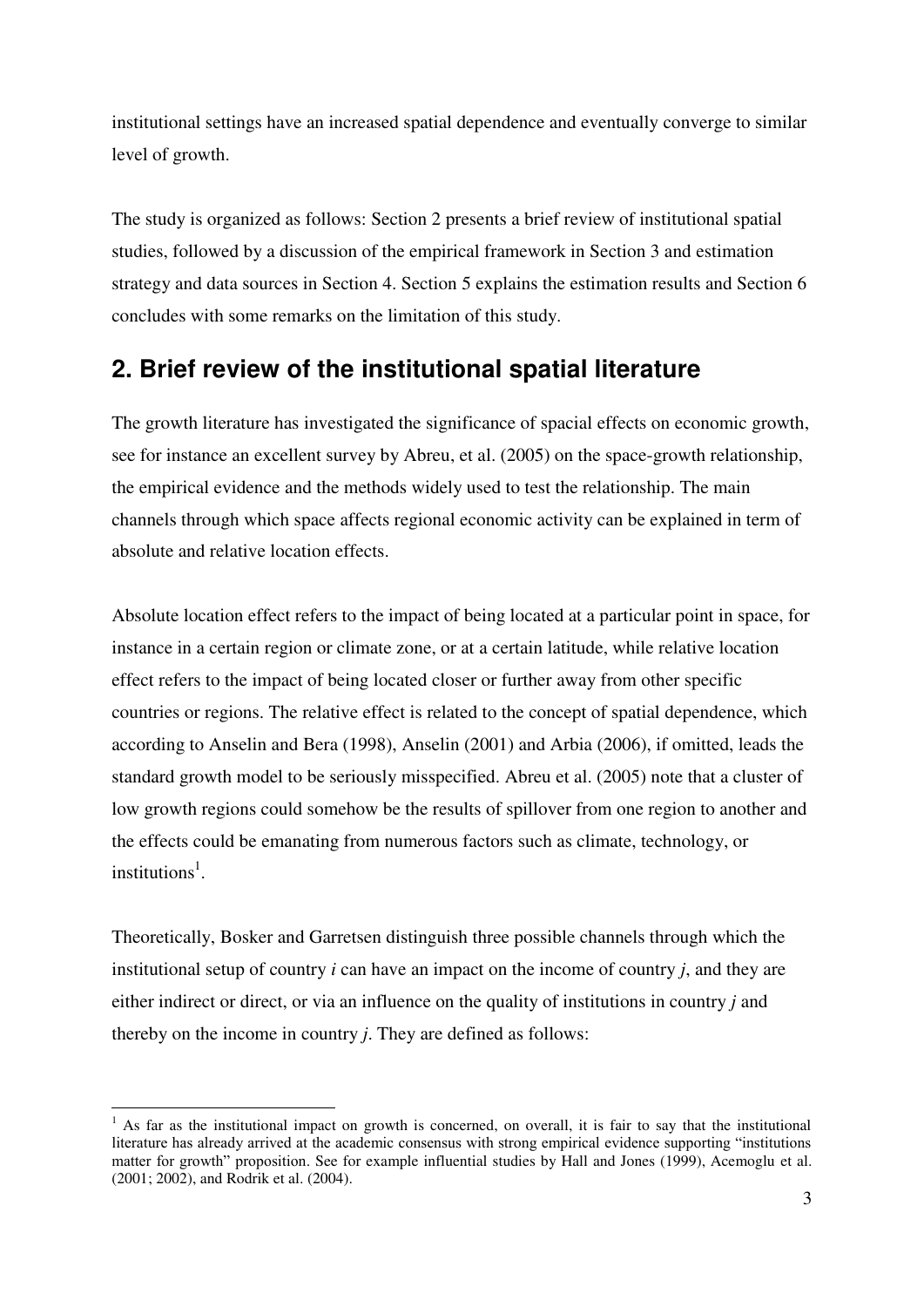institutional settings have an increased spatial dependence and eventually converge to similar level of growth.

The study is organized as follows: Section 2 presents a brief review of institutional spatial studies, followed by a discussion of the empirical framework in Section 3 and estimation strategy and data sources in Section 4. Section 5 explains the estimation results and Section 6 concludes with some remarks on the limitation of this study.

## 2. Brief review of the institutional spatial literature

The growth literature has investigated the significance of spacial effects on economic growth, see for instance an excellent survey by Abreu, et al. (2005) on the space-growth relationship, the empirical evidence and the methods widely used to test the relationship. The main channels through which space affects regional economic activity can be explained in term of absolute and relative location effects.

Absolute location effect refers to the impact of being located at a particular point in space, for instance in a certain region or climate zone, or at a certain latitude, while relative location effect refers to the impact of being located closer or further away from other specific countries or regions. The relative effect is related to the concept of spatial dependence, which according to Anselin and Bera (1998), Anselin (2001) and Arbia (2006), if omitted, leads the standard growth model to be seriously misspecified. Abreu et al. (2005) note that a cluster of low growth regions could somehow be the results of spillover from one region to another and the effects could be emanating from numerous factors such as climate, technology, or institutions[1].

Theoretically, Bosker and Garretsen distinguish three possible channels through which the institutional setup of country *i* can have an impact on the income of country *j*, and they are either indirect or direct, or via an influence on the quality of institutions in country *j* and thereby on the income in country *j*. They are defined as follows:

[1] As far as the institutional impact on growth is concerned, on overall, it is fair to say that the institutional literature has already arrived at the academic consensus with strong empirical evidence supporting "institutions matter for growth" proposition. See for example influential studies by Hall and Jones (1999), Acemoglu et al. (2001; 2002), and Rodrik et al. (2004).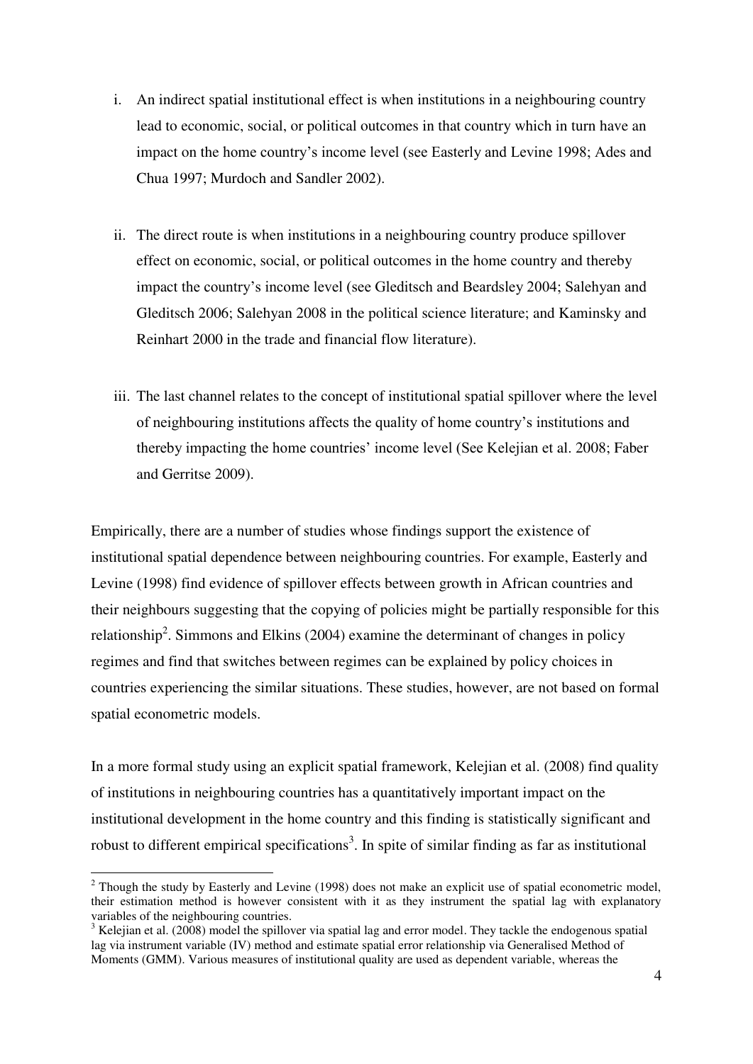i. An indirect spatial institutional effect is when institutions in a neighbouring country lead to economic, social, or political outcomes in that country which in turn have an impact on the home country's income level (see Easterly and Levine 1998; Ades and Chua 1997; Murdoch and Sandler 2002).

ii. The direct route is when institutions in a neighbouring country produce spillover effect on economic, social, or political outcomes in the home country and thereby impact the country's income level (see Gleditsch and Beardsley 2004; Salehyan and Gleditsch 2006; Salehyan 2008 in the political science literature; and Kaminsky and Reinhart 2000 in the trade and financial flow literature).

iii. The last channel relates to the concept of institutional spatial spillover where the level of neighbouring institutions affects the quality of home country's institutions and thereby impacting the home countries' income level (See Kelejian et al. 2008; Faber and Gerritse 2009).

Empirically, there are a number of studies whose findings support the existence of institutional spatial dependence between neighbouring countries. For example, Easterly and Levine (1998) find evidence of spillover effects between growth in African countries and their neighbours suggesting that the copying of policies might be partially responsible for this relationship[2]. Simmons and Elkins (2004) examine the determinant of changes in policy regimes and find that switches between regimes can be explained by policy choices in countries experiencing the similar situations. These studies, however, are not based on formal spatial econometric models.

In a more formal study using an explicit spatial framework, Kelejian et al. (2008) find quality of institutions in neighbouring countries has a quantitatively important impact on the institutional development in the home country and this finding is statistically significant and robust to different empirical specifications[3]. In spite of similar finding as far as institutional

---

[2] Though the study by Easterly and Levine (1998) does not make an explicit use of spatial econometric model, their estimation method is however consistent with it as they instrument the spatial lag with explanatory variables of the neighbouring countries.

[3] Kelejian et al. (2008) model the spillover via spatial lag and error model. They tackle the endogenous spatial lag via instrument variable (IV) method and estimate spatial error relationship via Generalised Method of Moments (GMM). Various measures of institutional quality are used as dependent variable, whereas the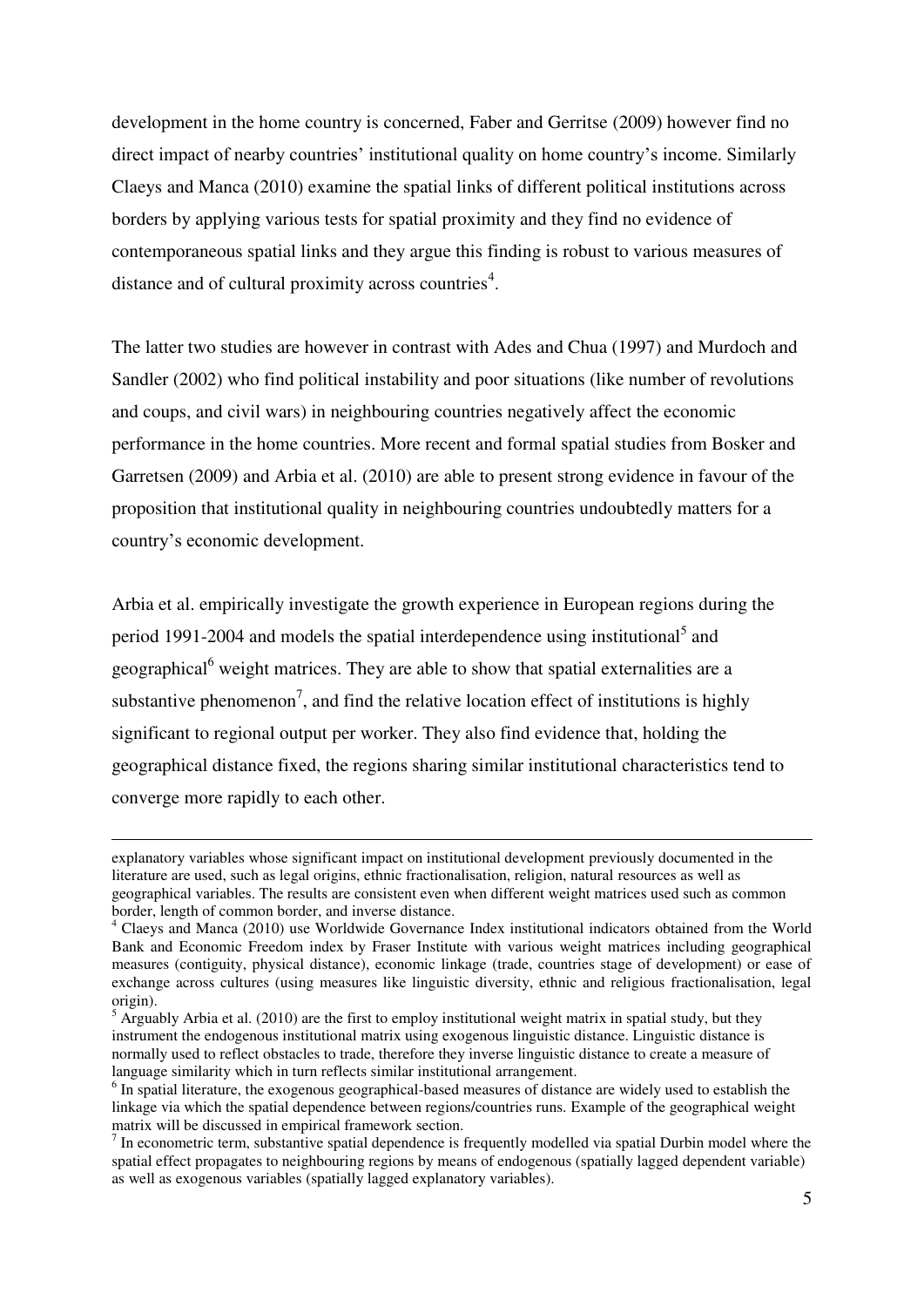development in the home country is concerned, Faber and Gerritse (2009) however find no direct impact of nearby countries' institutional quality on home country's income. Similarly Claeys and Manca (2010) examine the spatial links of different political institutions across borders by applying various tests for spatial proximity and they find no evidence of contemporaneous spatial links and they argue this finding is robust to various measures of distance and of cultural proximity across countries[4].

The latter two studies are however in contrast with Ades and Chua (1997) and Murdoch and Sandler (2002) who find political instability and poor situations (like number of revolutions and coups, and civil wars) in neighbouring countries negatively affect the economic performance in the home countries. More recent and formal spatial studies from Bosker and Garretsen (2009) and Arbia et al. (2010) are able to present strong evidence in favour of the proposition that institutional quality in neighbouring countries undoubtedly matters for a country's economic development.

Arbia et al. empirically investigate the growth experience in European regions during the period 1991-2004 and models the spatial interdependence using institutional[5] and geographical[6] weight matrices. They are able to show that spatial externalities are a substantive phenomenon[7], and find the relative location effect of institutions is highly significant to regional output per worker. They also find evidence that, holding the geographical distance fixed, the regions sharing similar institutional characteristics tend to converge more rapidly to each other.

---

explanatory variables whose significant impact on institutional development previously documented in the literature are used, such as legal origins, ethnic fractionalisation, religion, natural resources as well as geographical variables. The results are consistent even when different weight matrices used such as common border, length of common border, and inverse distance.

[4] Claeys and Manca (2010) use Worldwide Governance Index institutional indicators obtained from the World Bank and Economic Freedom index by Fraser Institute with various weight matrices including geographical measures (contiguity, physical distance), economic linkage (trade, countries stage of development) or ease of exchange across cultures (using measures like linguistic diversity, ethnic and religious fractionalisation, legal origin).

[5] Arguably Arbia et al. (2010) are the first to employ institutional weight matrix in spatial study, but they instrument the endogenous institutional matrix using exogenous linguistic distance. Linguistic distance is normally used to reflect obstacles to trade, therefore they inverse linguistic distance to create a measure of language similarity which in turn reflects similar institutional arrangement.

[6] In spatial literature, the exogenous geographical-based measures of distance are widely used to establish the linkage via which the spatial dependence between regions/countries runs. Example of the geographical weight matrix will be discussed in empirical framework section.

[7] In econometric term, substantive spatial dependence is frequently modelled via spatial Durbin model where the spatial effect propagates to neighbouring regions by means of endogenous (spatially lagged dependent variable) as well as exogenous variables (spatially lagged explanatory variables).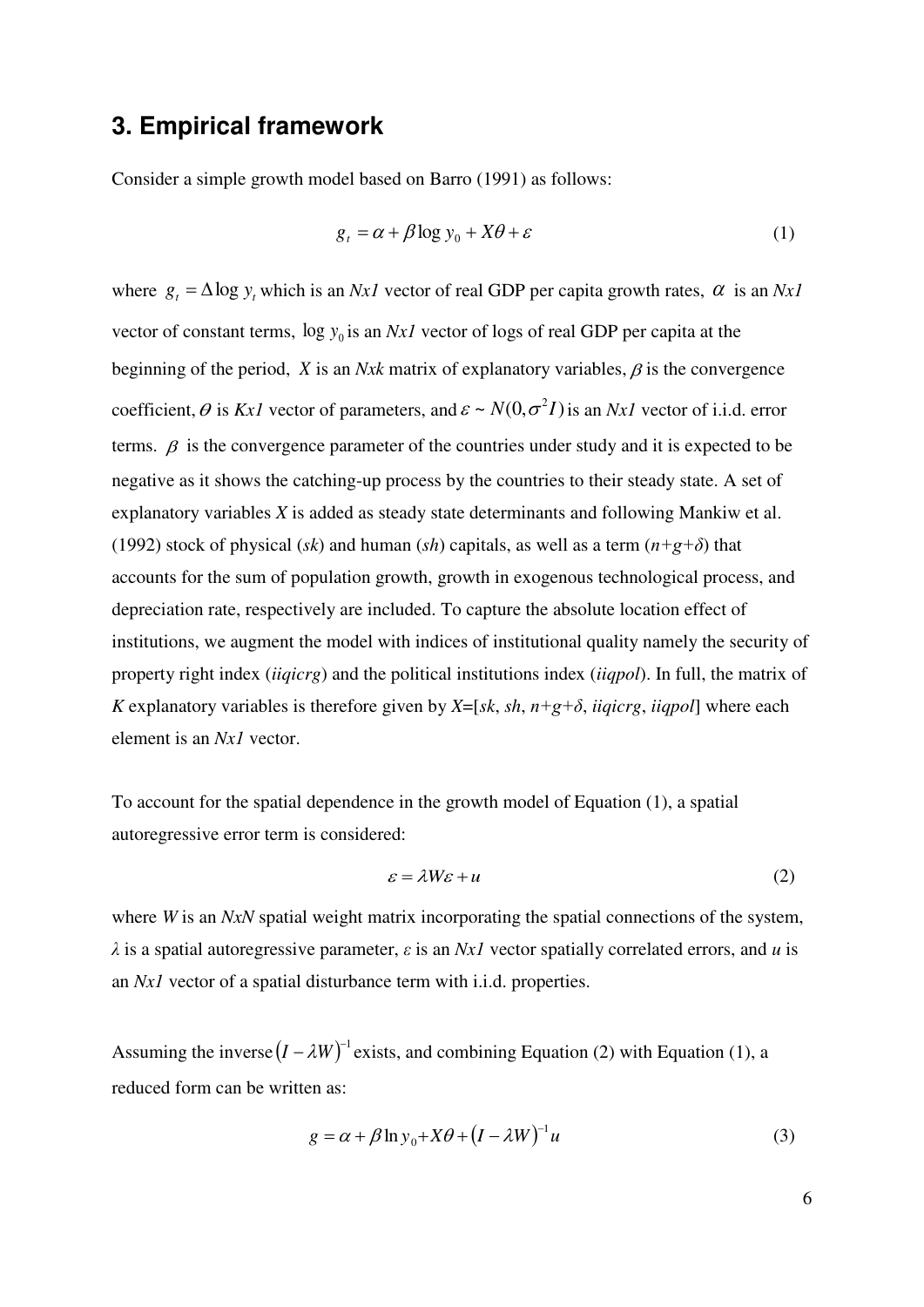## 3. Empirical framework

Consider a simple growth model based on Barro (1991) as follows:

$$g_t = \alpha + \beta \log y_0 + X\theta + \varepsilon \tag{1}$$

where $g_t = \Delta \log y_t$ which is an *Nx1* vector of real GDP per capita growth rates, $\alpha$ is an *Nx1* vector of constant terms, $\log y_0$ is an *Nx1* vector of logs of real GDP per capita at the beginning of the period, $X$ is an *Nxk* matrix of explanatory variables, $\beta$ is the convergence coefficient, $\theta$ is *Kx1* vector of parameters, and $\varepsilon \sim N(0, \sigma^2 I)$ is an *Nx1* vector of i.i.d. error terms. $\beta$ is the convergence parameter of the countries under study and it is expected to be negative as it shows the catching-up process by the countries to their steady state. A set of explanatory variables $X$ is added as steady state determinants and following Mankiw et al. (1992) stock of physical (*sk*) and human (*sh*) capitals, as well as a term ($n$+$g$+$\delta$) that accounts for the sum of population growth, growth in exogenous technological process, and depreciation rate, respectively are included. To capture the absolute location effect of institutions, we augment the model with indices of institutional quality namely the security of property right index (*iiqicrg*) and the political institutions index (*iiqpol*). In full, the matrix of $K$ explanatory variables is therefore given by $X$=[*sk*, *sh*, $n$+$g$+$\delta$, *iiqicrg*, *iiqpol*] where each element is an *Nx1* vector.

To account for the spatial dependence in the growth model of Equation (1), a spatial autoregressive error term is considered:

$$\varepsilon = \lambda W \varepsilon + u \tag{2}$$

where $W$ is an *NxN* spatial weight matrix incorporating the spatial connections of the system, $\lambda$ is a spatial autoregressive parameter, $\varepsilon$ is an *Nx1* vector spatially correlated errors, and $u$ is an *Nx1* vector of a spatial disturbance term with i.i.d. properties.

Assuming the inverse $(I - \lambda W)^{-1}$ exists, and combining Equation (2) with Equation (1), a reduced form can be written as:

$$g = \alpha + \beta \ln y_0 + X\theta + (I - \lambda W)^{-1} u \tag{3}$$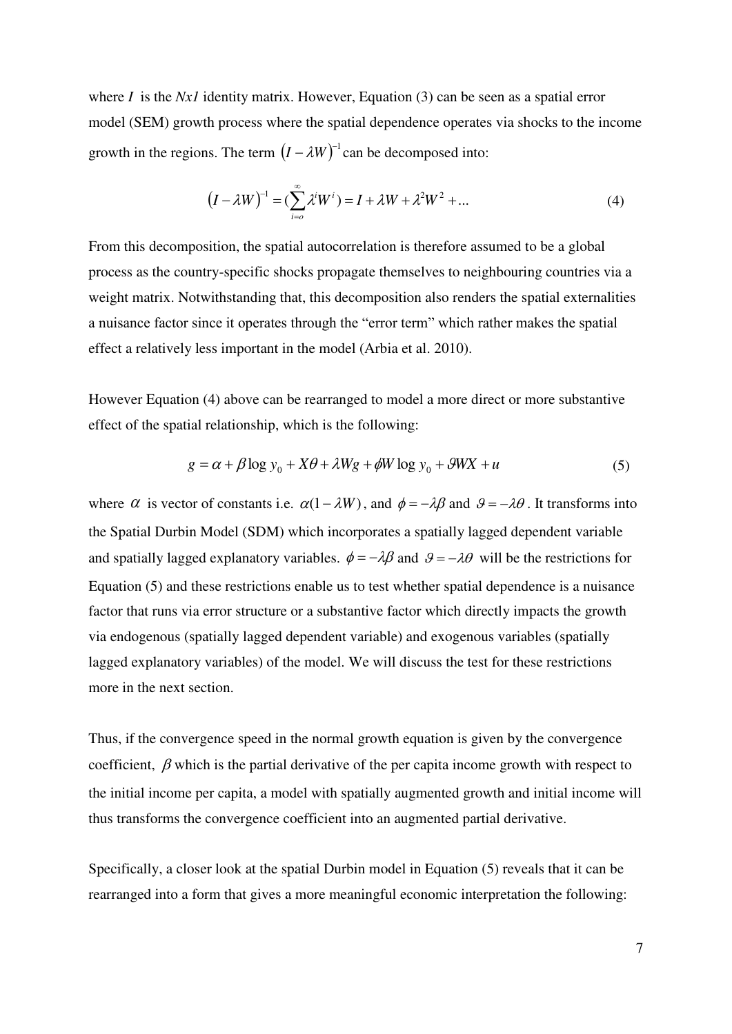where $I$ is the $Nx1$ identity matrix. However, Equation (3) can be seen as a spatial error model (SEM) growth process where the spatial dependence operates via shocks to the income growth in the regions. The term $(I - \lambda W)^{-1}$ can be decomposed into:

$$(I - \lambda W)^{-1} = (\sum_{i=o}^{\infty} \lambda^i W^i) = I + \lambda W + \lambda^2 W^2 + ... \tag{4}$$

From this decomposition, the spatial autocorrelation is therefore assumed to be a global process as the country-specific shocks propagate themselves to neighbouring countries via a weight matrix. Notwithstanding that, this decomposition also renders the spatial externalities a nuisance factor since it operates through the "error term" which rather makes the spatial effect a relatively less important in the model (Arbia et al. 2010).

However Equation (4) above can be rearranged to model a more direct or more substantive effect of the spatial relationship, which is the following:

$$g = \alpha + \beta \log y_0 + X\theta + \lambda Wg + \phi W \log y_0 + \vartheta WX + u \tag{5}$$

where $\alpha$ is vector of constants i.e. $\alpha(1 - \lambda W)$, and $\phi = -\lambda\beta$ and $\vartheta = -\lambda\theta$. It transforms into the Spatial Durbin Model (SDM) which incorporates a spatially lagged dependent variable and spatially lagged explanatory variables. $\phi = -\lambda\beta$ and $\vartheta = -\lambda\theta$ will be the restrictions for Equation (5) and these restrictions enable us to test whether spatial dependence is a nuisance factor that runs via error structure or a substantive factor which directly impacts the growth via endogenous (spatially lagged dependent variable) and exogenous variables (spatially lagged explanatory variables) of the model. We will discuss the test for these restrictions more in the next section.

Thus, if the convergence speed in the normal growth equation is given by the convergence coefficient, $\beta$ which is the partial derivative of the per capita income growth with respect to the initial income per capita, a model with spatially augmented growth and initial income will thus transforms the convergence coefficient into an augmented partial derivative.

Specifically, a closer look at the spatial Durbin model in Equation (5) reveals that it can be rearranged into a form that gives a more meaningful economic interpretation the following: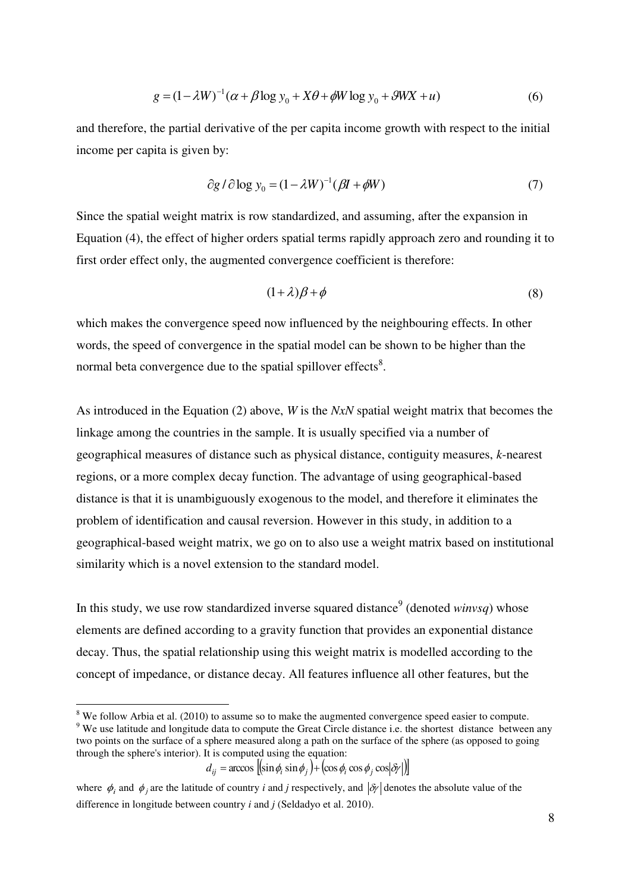$$g = (1 - \lambda W)^{-1}(\alpha + \beta \log y_0 + X\theta + \phi W \log y_0 + \vartheta WX + u) \tag{6}$$

and therefore, the partial derivative of the per capita income growth with respect to the initial income per capita is given by:

$$\partial g / \partial \log y_0 = (1 - \lambda W)^{-1}(\beta I + \phi W) \tag{7}$$

Since the spatial weight matrix is row standardized, and assuming, after the expansion in Equation (4), the effect of higher orders spatial terms rapidly approach zero and rounding it to first order effect only, the augmented convergence coefficient is therefore:

$$(1 + \lambda)\beta + \phi \tag{8}$$

which makes the convergence speed now influenced by the neighbouring effects. In other words, the speed of convergence in the spatial model can be shown to be higher than the normal beta convergence due to the spatial spillover effects[8].

As introduced in the Equation (2) above, *W* is the *NxN* spatial weight matrix that becomes the linkage among the countries in the sample. It is usually specified via a number of geographical measures of distance such as physical distance, contiguity measures, *k*-nearest regions, or a more complex decay function. The advantage of using geographical-based distance is that it is unambiguously exogenous to the model, and therefore it eliminates the problem of identification and causal reversion. However in this study, in addition to a geographical-based weight matrix, we go on to also use a weight matrix based on institutional similarity which is a novel extension to the standard model.

In this study, we use row standardized inverse squared distance[9] (denoted *winvsq*) whose elements are defined according to a gravity function that provides an exponential distance decay. Thus, the spatial relationship using this weight matrix is modelled according to the concept of impedance, or distance decay. All features influence all other features, but the

---

[8] We follow Arbia et al. (2010) to assume so to make the augmented convergence speed easier to compute.

[9] We use latitude and longitude data to compute the Great Circle distance i.e. the shortest distance between any two points on the surface of a sphere measured along a path on the surface of the sphere (as opposed to going through the sphere's interior). It is computed using the equation:

$$d_{ij} = \arccos\left[(\sin\phi_i \sin\phi_j) + (\cos\phi_i \cos\phi_j \cos|\delta\gamma|)\right]$$

where $\phi_i$ and $\phi_j$ are the latitude of country *i* and *j* respectively, and $|\delta\gamma|$ denotes the absolute value of the difference in longitude between country *i* and *j* (Seldadyo et al. 2010).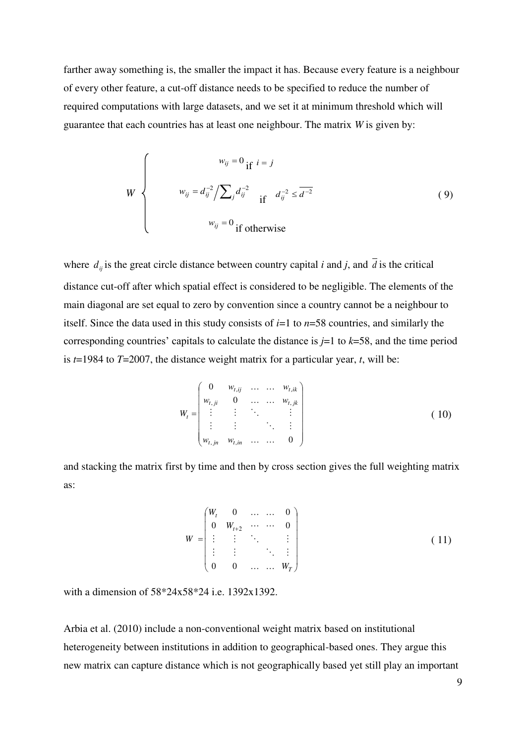farther away something is, the smaller the impact it has. Because every feature is a neighbour of every other feature, a cut-off distance needs to be specified to reduce the number of required computations with large datasets, and we set it at minimum threshold which will guarantee that each countries has at least one neighbour. The matrix $W$ is given by:

$$
W \begin{cases} w_{ij} = 0 \text{ if } i = j \\ w_{ij} = d_{ij}^{-2} \Big/ \sum_j d_{ij}^{-2} \quad \text{if} \quad d_{ij}^{-2} \leq \overline{d^{-2}} \\ w_{ij} = 0 \text{ if otherwise} \end{cases} \tag{9}
$$

where $d_{ij}$ is the great circle distance between country capital $i$ and $j$, and $\overline{d}$ is the critical distance cut-off after which spatial effect is considered to be negligible. The elements of the main diagonal are set equal to zero by convention since a country cannot be a neighbour to itself. Since the data used in this study consists of $i$=1 to $n$=58 countries, and similarly the corresponding countries' capitals to calculate the distance is $j$=1 to $k$=58, and the time period is $t$=1984 to $T$=2007, the distance weight matrix for a particular year, $t$, will be:

$$
W_t = \begin{pmatrix} 0 & w_{t,ij} & \dots & \dots & w_{t,ik} \\ w_{t,ji} & 0 & \dots & \dots & w_{t,jk} \\ \vdots & \vdots & \ddots & & \vdots \\ \vdots & \vdots & & \ddots & \vdots \\ w_{t,jn} & w_{t,in} & \dots & \dots & 0 \end{pmatrix} \tag{10}
$$

and stacking the matrix first by time and then by cross section gives the full weighting matrix as:

$$
W = \begin{pmatrix} W_t & 0 & \dots & \dots & 0 \\ 0 & W_{t+2} & \cdots & \cdots & 0 \\ \vdots & \vdots & \ddots & & \vdots \\ \vdots & \vdots & & \ddots & \vdots \\ 0 & 0 & \dots & \dots & W_T \end{pmatrix} \tag{11}
$$

with a dimension of 58\*24x58\*24 i.e. 1392x1392.

Arbia et al. (2010) include a non-conventional weight matrix based on institutional heterogeneity between institutions in addition to geographical-based ones. They argue this new matrix can capture distance which is not geographically based yet still play an important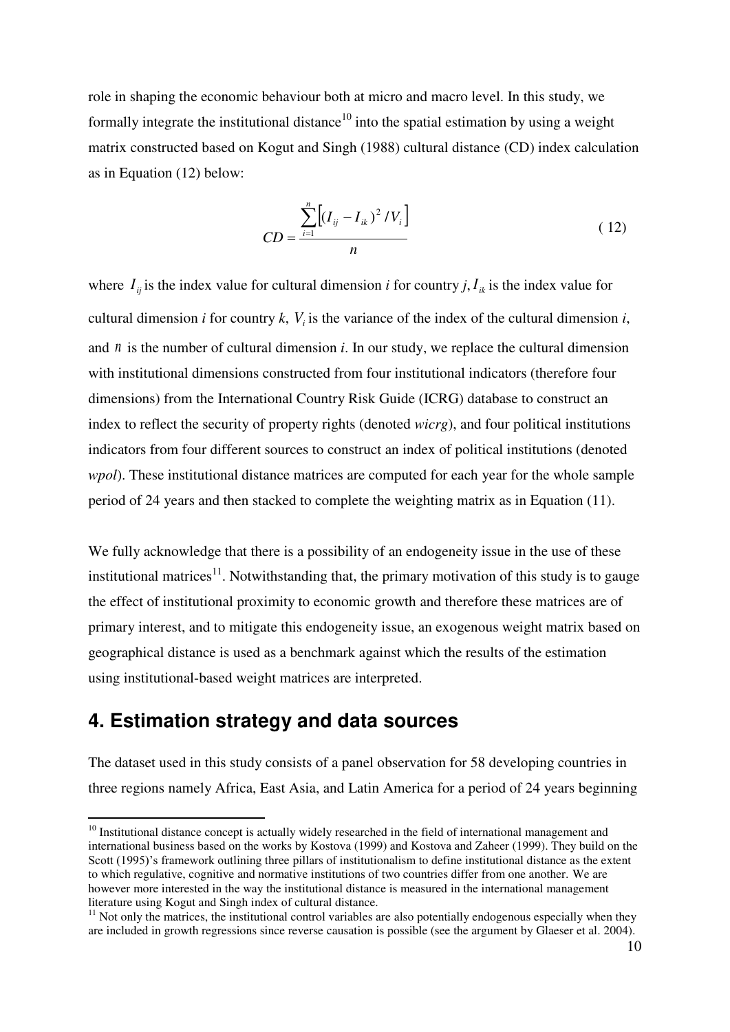role in shaping the economic behaviour both at micro and macro level. In this study, we formally integrate the institutional distance[10] into the spatial estimation by using a weight matrix constructed based on Kogut and Singh (1988) cultural distance (CD) index calculation as in Equation (12) below:

$$CD = \frac{\sum_{i=1}^{n}\left[(I_{ij} - I_{ik})^2 / V_i\right]}{n} \tag{12}$$

where $I_{ij}$ is the index value for cultural dimension *i* for country *j*, $I_{ik}$ is the index value for cultural dimension *i* for country *k*, $V_i$ is the variance of the index of the cultural dimension *i*, and $n$ is the number of cultural dimension *i*. In our study, we replace the cultural dimension with institutional dimensions constructed from four institutional indicators (therefore four dimensions) from the International Country Risk Guide (ICRG) database to construct an index to reflect the security of property rights (denoted *wicrg*), and four political institutions indicators from four different sources to construct an index of political institutions (denoted *wpol*). These institutional distance matrices are computed for each year for the whole sample period of 24 years and then stacked to complete the weighting matrix as in Equation (11).

We fully acknowledge that there is a possibility of an endogeneity issue in the use of these institutional matrices[11]. Notwithstanding that, the primary motivation of this study is to gauge the effect of institutional proximity to economic growth and therefore these matrices are of primary interest, and to mitigate this endogeneity issue, an exogenous weight matrix based on geographical distance is used as a benchmark against which the results of the estimation using institutional-based weight matrices are interpreted.

## 4. Estimation strategy and data sources

The dataset used in this study consists of a panel observation for 58 developing countries in three regions namely Africa, East Asia, and Latin America for a period of 24 years beginning

[10] Institutional distance concept is actually widely researched in the field of international management and international business based on the works by Kostova (1999) and Kostova and Zaheer (1999). They build on the Scott (1995)'s framework outlining three pillars of institutionalism to define institutional distance as the extent to which regulative, cognitive and normative institutions of two countries differ from one another. We are however more interested in the way the institutional distance is measured in the international management literature using Kogut and Singh index of cultural distance.

[11] Not only the matrices, the institutional control variables are also potentially endogenous especially when they are included in growth regressions since reverse causation is possible (see the argument by Glaeser et al. 2004).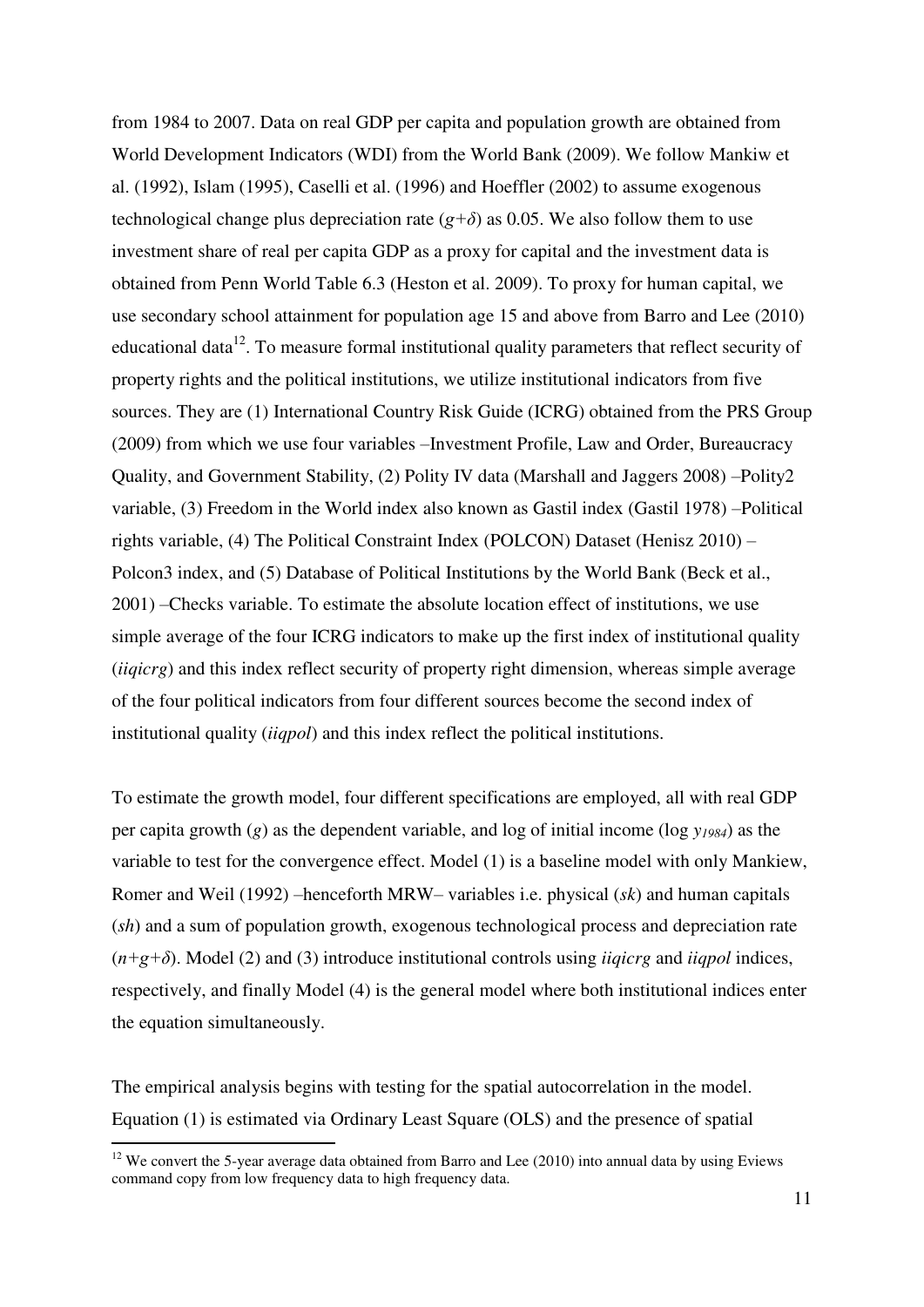from 1984 to 2007. Data on real GDP per capita and population growth are obtained from World Development Indicators (WDI) from the World Bank (2009). We follow Mankiw et al. (1992), Islam (1995), Caselli et al. (1996) and Hoeffler (2002) to assume exogenous technological change plus depreciation rate ($g+\delta$) as 0.05. We also follow them to use investment share of real per capita GDP as a proxy for capital and the investment data is obtained from Penn World Table 6.3 (Heston et al. 2009). To proxy for human capital, we use secondary school attainment for population age 15 and above from Barro and Lee (2010) educational data[12]. To measure formal institutional quality parameters that reflect security of property rights and the political institutions, we utilize institutional indicators from five sources. They are (1) International Country Risk Guide (ICRG) obtained from the PRS Group (2009) from which we use four variables –Investment Profile, Law and Order, Bureaucracy Quality, and Government Stability, (2) Polity IV data (Marshall and Jaggers 2008) –Polity2 variable, (3) Freedom in the World index also known as Gastil index (Gastil 1978) –Political rights variable, (4) The Political Constraint Index (POLCON) Dataset (Henisz 2010) – Polcon3 index, and (5) Database of Political Institutions by the World Bank (Beck et al., 2001) –Checks variable. To estimate the absolute location effect of institutions, we use simple average of the four ICRG indicators to make up the first index of institutional quality (*iiqicrg*) and this index reflect security of property right dimension, whereas simple average of the four political indicators from four different sources become the second index of institutional quality (*iiqpol*) and this index reflect the political institutions.

To estimate the growth model, four different specifications are employed, all with real GDP per capita growth ($g$) as the dependent variable, and log of initial income ($\log y_{1984}$) as the variable to test for the convergence effect. Model (1) is a baseline model with only Mankiew, Romer and Weil (1992) –henceforth MRW– variables i.e. physical ($sk$) and human capitals ($sh$) and a sum of population growth, exogenous technological process and depreciation rate ($n+g+\delta$). Model (2) and (3) introduce institutional controls using *iiqicrg* and *iiqpol* indices, respectively, and finally Model (4) is the general model where both institutional indices enter the equation simultaneously.

The empirical analysis begins with testing for the spatial autocorrelation in the model. Equation (1) is estimated via Ordinary Least Square (OLS) and the presence of spatial

[12] We convert the 5-year average data obtained from Barro and Lee (2010) into annual data by using Eviews command copy from low frequency data to high frequency data.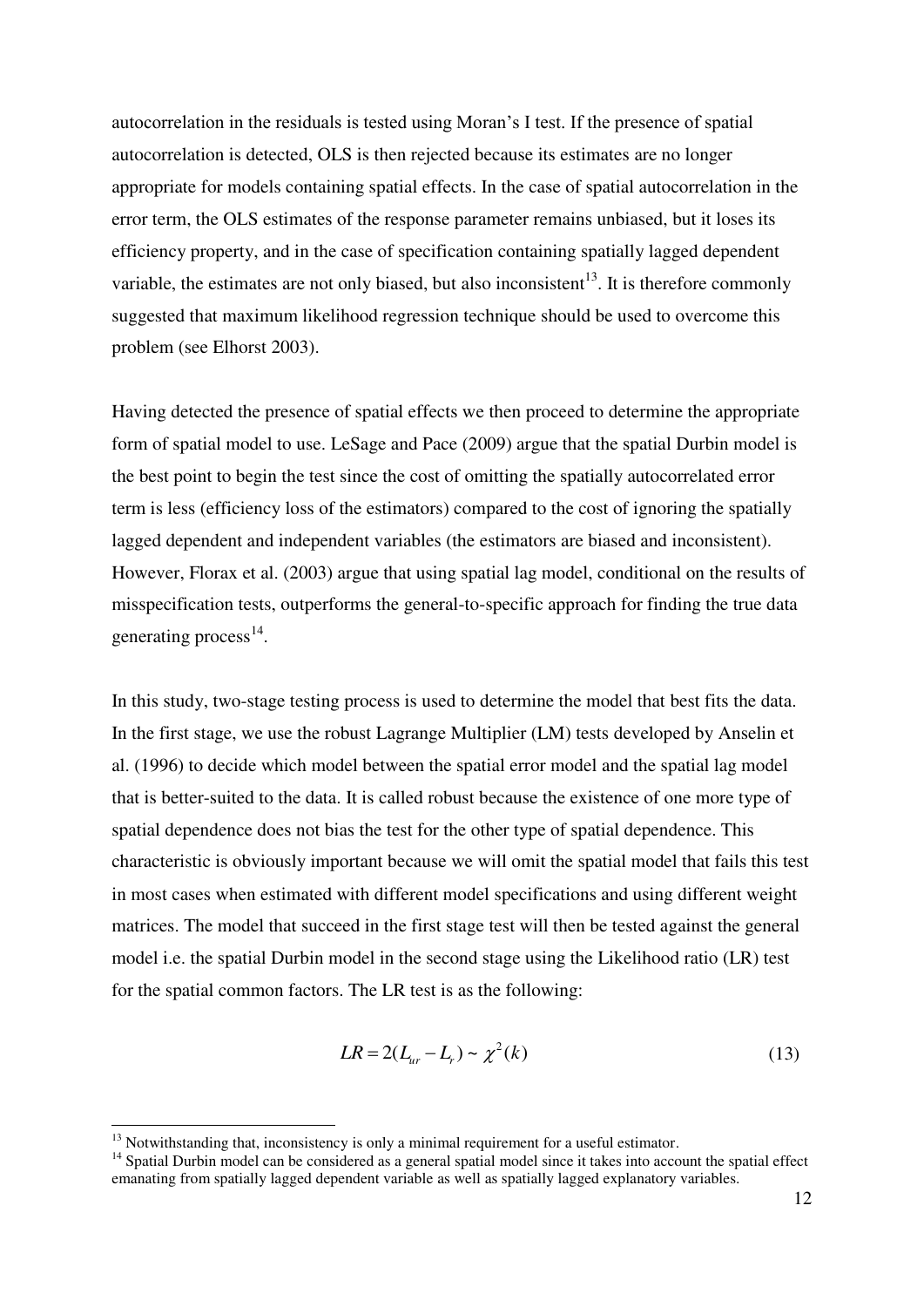autocorrelation in the residuals is tested using Moran's I test. If the presence of spatial autocorrelation is detected, OLS is then rejected because its estimates are no longer appropriate for models containing spatial effects. In the case of spatial autocorrelation in the error term, the OLS estimates of the response parameter remains unbiased, but it loses its efficiency property, and in the case of specification containing spatially lagged dependent variable, the estimates are not only biased, but also inconsistent[13]. It is therefore commonly suggested that maximum likelihood regression technique should be used to overcome this problem (see Elhorst 2003).

Having detected the presence of spatial effects we then proceed to determine the appropriate form of spatial model to use. LeSage and Pace (2009) argue that the spatial Durbin model is the best point to begin the test since the cost of omitting the spatially autocorrelated error term is less (efficiency loss of the estimators) compared to the cost of ignoring the spatially lagged dependent and independent variables (the estimators are biased and inconsistent). However, Florax et al. (2003) argue that using spatial lag model, conditional on the results of misspecification tests, outperforms the general-to-specific approach for finding the true data generating process[14].

In this study, two-stage testing process is used to determine the model that best fits the data. In the first stage, we use the robust Lagrange Multiplier (LM) tests developed by Anselin et al. (1996) to decide which model between the spatial error model and the spatial lag model that is better-suited to the data. It is called robust because the existence of one more type of spatial dependence does not bias the test for the other type of spatial dependence. This characteristic is obviously important because we will omit the spatial model that fails this test in most cases when estimated with different model specifications and using different weight matrices. The model that succeed in the first stage test will then be tested against the general model i.e. the spatial Durbin model in the second stage using the Likelihood ratio (LR) test for the spatial common factors. The LR test is as the following:

$$LR = 2(L_{ur} - L_r) \sim \chi^2(k) \tag{13}$$

---

[13] Notwithstanding that, inconsistency is only a minimal requirement for a useful estimator.

[14] Spatial Durbin model can be considered as a general spatial model since it takes into account the spatial effect emanating from spatially lagged dependent variable as well as spatially lagged explanatory variables.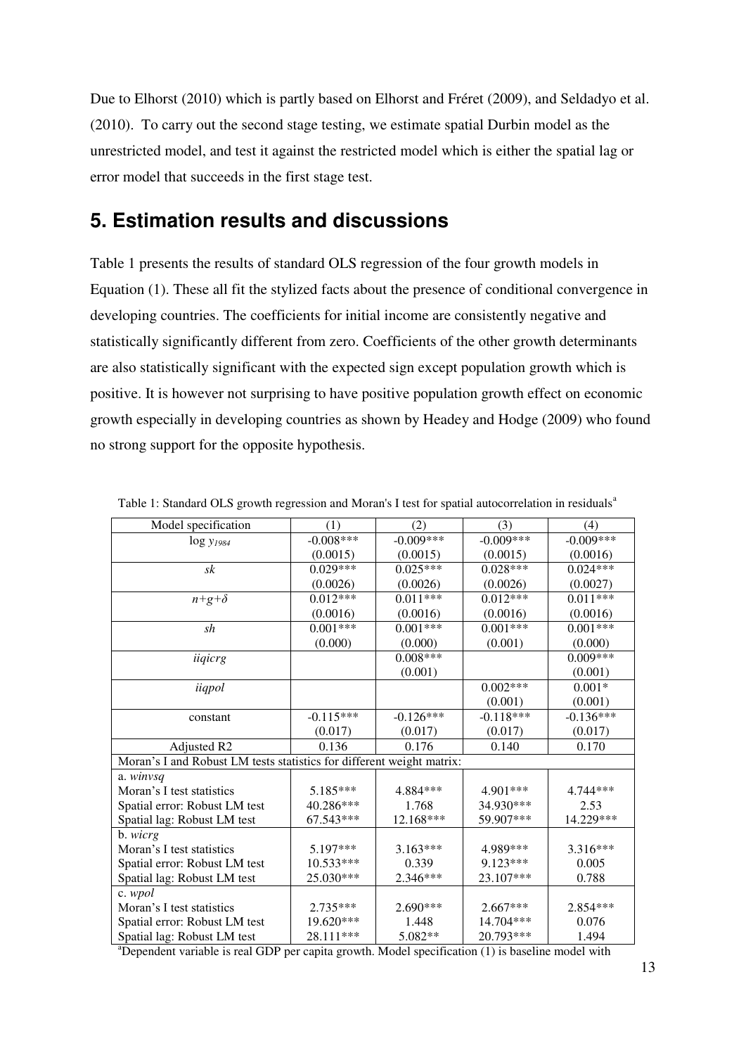Due to Elhorst (2010) which is partly based on Elhorst and Fréret (2009), and Seldadyo et al. (2010). To carry out the second stage testing, we estimate spatial Durbin model as the unrestricted model, and test it against the restricted model which is either the spatial lag or error model that succeeds in the first stage test.

# 5. Estimation results and discussions

Table 1 presents the results of standard OLS regression of the four growth models in Equation (1). These all fit the stylized facts about the presence of conditional convergence in developing countries. The coefficients for initial income are consistently negative and statistically significantly different from zero. Coefficients of the other growth determinants are also statistically significant with the expected sign except population growth which is positive. It is however not surprising to have positive population growth effect on economic growth especially in developing countries as shown by Headey and Hodge (2009) who found no strong support for the opposite hypothesis.

Table 1: Standard OLS growth regression and Moran's I test for spatial autocorrelation in residuals[a]

| Model specification | (1) | (2) | (3) | (4) |
|---|---|---|---|---|
| $\log y_{1984}$ | -0.008*** | -0.009*** | -0.009*** | -0.009*** |
| | (0.0015) | (0.0015) | (0.0015) | (0.0016) |
| *sk* | 0.029*** | 0.025*** | 0.028*** | 0.024*** |
| | (0.0026) | (0.0026) | (0.0026) | (0.0027) |
| $n+g+\delta$ | 0.012*** | 0.011*** | 0.012*** | 0.011*** |
| | (0.0016) | (0.0016) | (0.0016) | (0.0016) |
| *sh* | 0.001*** | 0.001*** | 0.001*** | 0.001*** |
| | (0.000) | (0.000) | (0.001) | (0.000) |
| *iiqicrg* | | 0.008*** | | 0.009*** |
| | | (0.001) | | (0.001) |
| *iiqpol* | | | 0.002*** | 0.001* |
| | | | (0.001) | (0.001) |
| constant | -0.115*** | -0.126*** | -0.118*** | -0.136*** |
| | (0.017) | (0.017) | (0.017) | (0.017) |
| Adjusted R2 | 0.136 | 0.176 | 0.140 | 0.170 |
| Moran's I and Robust LM tests statistics for different weight matrix: | | | | |
| a. *winvsq* | | | | |
| Moran's I test statistics | 5.185*** | 4.884*** | 4.901*** | 4.744*** |
| Spatial error: Robust LM test | 40.286*** | 1.768 | 34.930*** | 2.53 |
| Spatial lag: Robust LM test | 67.543*** | 12.168*** | 59.907*** | 14.229*** |
| b. *wicrg* | | | | |
| Moran's I test statistics | 5.197*** | 3.163*** | 4.989*** | 3.316*** |
| Spatial error: Robust LM test | 10.533*** | 0.339 | 9.123*** | 0.005 |
| Spatial lag: Robust LM test | 25.030*** | 2.346*** | 23.107*** | 0.788 |
| c. *wpol* | | | | |
| Moran's I test statistics | 2.735*** | 2.690*** | 2.667*** | 2.854*** |
| Spatial error: Robust LM test | 19.620*** | 1.448 | 14.704*** | 0.076 |
| Spatial lag: Robust LM test | 28.111*** | 5.082** | 20.793*** | 1.494 |

[a]Dependent variable is real GDP per capita growth. Model specification (1) is baseline model with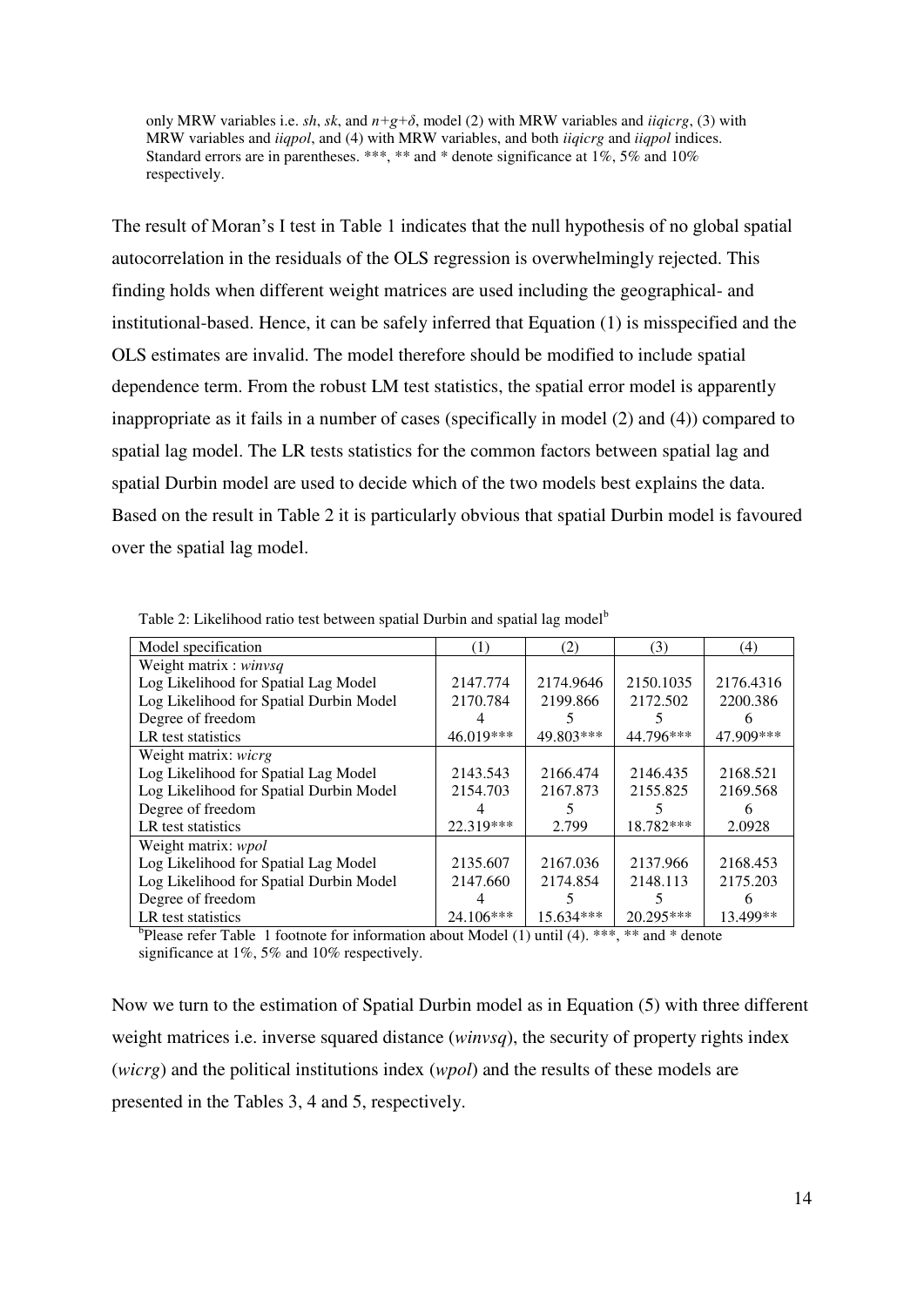only MRW variables i.e. *sh*, *sk*, and $n+g+\delta$, model (2) with MRW variables and *iiqicrg*, (3) with MRW variables and *iiqpol*, and (4) with MRW variables, and both *iiqicrg* and *iiqpol* indices. Standard errors are in parentheses. ***, ** and * denote significance at 1%, 5% and 10% respectively.

The result of Moran's I test in Table 1 indicates that the null hypothesis of no global spatial autocorrelation in the residuals of the OLS regression is overwhelmingly rejected. This finding holds when different weight matrices are used including the geographical- and institutional-based. Hence, it can be safely inferred that Equation (1) is misspecified and the OLS estimates are invalid. The model therefore should be modified to include spatial dependence term. From the robust LM test statistics, the spatial error model is apparently inappropriate as it fails in a number of cases (specifically in model (2) and (4)) compared to spatial lag model. The LR tests statistics for the common factors between spatial lag and spatial Durbin model are used to decide which of the two models best explains the data. Based on the result in Table 2 it is particularly obvious that spatial Durbin model is favoured over the spatial lag model.

Table 2: Likelihood ratio test between spatial Durbin and spatial lag model[b]

| Model specification | (1) | (2) | (3) | (4) |
|---|---|---|---|---|
| Weight matrix : *winvsq* | | | | |
| Log Likelihood for Spatial Lag Model | 2147.774 | 2174.9646 | 2150.1035 | 2176.4316 |
| Log Likelihood for Spatial Durbin Model | 2170.784 | 2199.866 | 2172.502 | 2200.386 |
| Degree of freedom | 4 | 5 | 5 | 6 |
| LR test statistics | 46.019*** | 49.803*** | 44.796*** | 47.909*** |
| Weight matrix: *wicrg* | | | | |
| Log Likelihood for Spatial Lag Model | 2143.543 | 2166.474 | 2146.435 | 2168.521 |
| Log Likelihood for Spatial Durbin Model | 2154.703 | 2167.873 | 2155.825 | 2169.568 |
| Degree of freedom | 4 | 5 | 5 | 6 |
| LR test statistics | 22.319*** | 2.799 | 18.782*** | 2.0928 |
| Weight matrix: *wpol* | | | | |
| Log Likelihood for Spatial Lag Model | 2135.607 | 2167.036 | 2137.966 | 2168.453 |
| Log Likelihood for Spatial Durbin Model | 2147.660 | 2174.854 | 2148.113 | 2175.203 |
| Degree of freedom | 4 | 5 | 5 | 6 |
| LR test statistics | 24.106*** | 15.634*** | 20.295*** | 13.499** |

[b]Please refer Table 1 footnote for information about Model (1) until (4). ***, ** and * denote significance at 1%, 5% and 10% respectively.

Now we turn to the estimation of Spatial Durbin model as in Equation (5) with three different weight matrices i.e. inverse squared distance (*winvsq*), the security of property rights index (*wicrg*) and the political institutions index (*wpol*) and the results of these models are presented in the Tables 3, 4 and 5, respectively.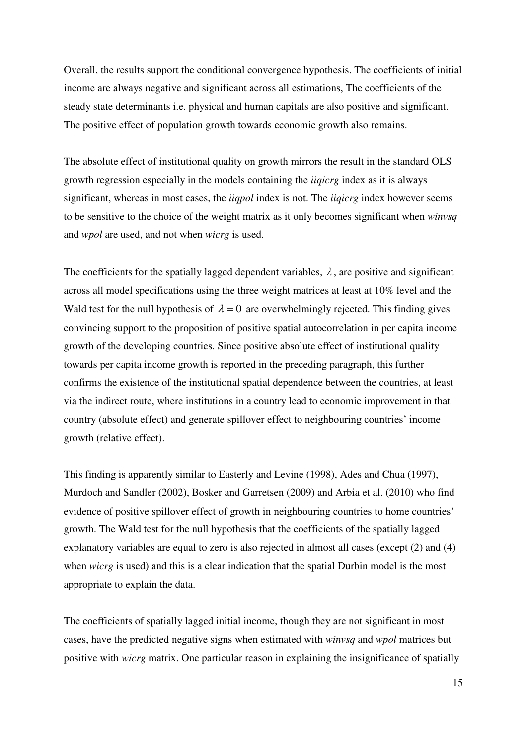Overall, the results support the conditional convergence hypothesis. The coefficients of initial income are always negative and significant across all estimations, The coefficients of the steady state determinants i.e. physical and human capitals are also positive and significant. The positive effect of population growth towards economic growth also remains.

The absolute effect of institutional quality on growth mirrors the result in the standard OLS growth regression especially in the models containing the *iiqicrg* index as it is always significant, whereas in most cases, the *iiqpol* index is not. The *iiqicrg* index however seems to be sensitive to the choice of the weight matrix as it only becomes significant when *winvsq* and *wpol* are used, and not when *wicrg* is used.

The coefficients for the spatially lagged dependent variables, $\lambda$, are positive and significant across all model specifications using the three weight matrices at least at 10% level and the Wald test for the null hypothesis of $\lambda = 0$ are overwhelmingly rejected. This finding gives convincing support to the proposition of positive spatial autocorrelation in per capita income growth of the developing countries. Since positive absolute effect of institutional quality towards per capita income growth is reported in the preceding paragraph, this further confirms the existence of the institutional spatial dependence between the countries, at least via the indirect route, where institutions in a country lead to economic improvement in that country (absolute effect) and generate spillover effect to neighbouring countries' income growth (relative effect).

This finding is apparently similar to Easterly and Levine (1998), Ades and Chua (1997), Murdoch and Sandler (2002), Bosker and Garretsen (2009) and Arbia et al. (2010) who find evidence of positive spillover effect of growth in neighbouring countries to home countries' growth. The Wald test for the null hypothesis that the coefficients of the spatially lagged explanatory variables are equal to zero is also rejected in almost all cases (except (2) and (4) when *wicrg* is used) and this is a clear indication that the spatial Durbin model is the most appropriate to explain the data.

The coefficients of spatially lagged initial income, though they are not significant in most cases, have the predicted negative signs when estimated with *winvsq* and *wpol* matrices but positive with *wicrg* matrix. One particular reason in explaining the insignificance of spatially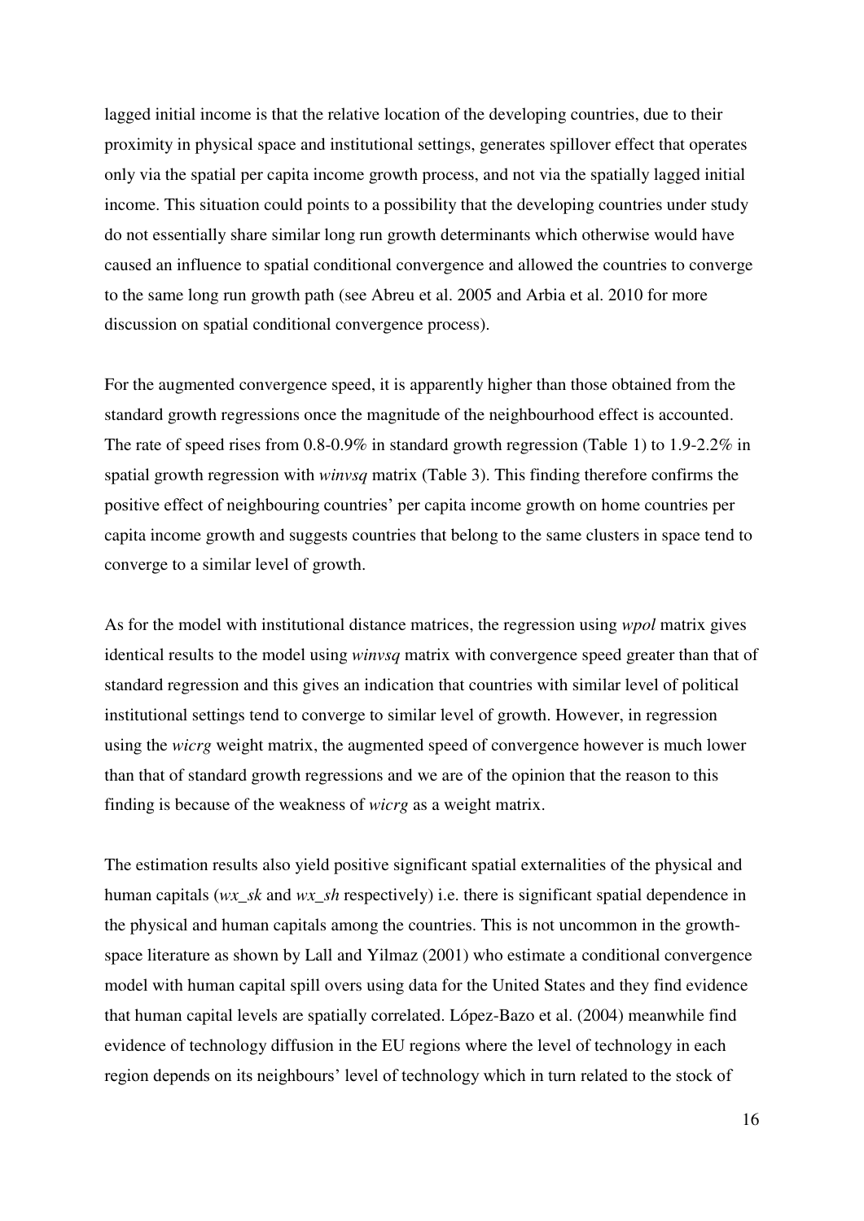lagged initial income is that the relative location of the developing countries, due to their proximity in physical space and institutional settings, generates spillover effect that operates only via the spatial per capita income growth process, and not via the spatially lagged initial income. This situation could points to a possibility that the developing countries under study do not essentially share similar long run growth determinants which otherwise would have caused an influence to spatial conditional convergence and allowed the countries to converge to the same long run growth path (see Abreu et al. 2005 and Arbia et al. 2010 for more discussion on spatial conditional convergence process).

For the augmented convergence speed, it is apparently higher than those obtained from the standard growth regressions once the magnitude of the neighbourhood effect is accounted. The rate of speed rises from 0.8-0.9% in standard growth regression (Table 1) to 1.9-2.2% in spatial growth regression with *winvsq* matrix (Table 3). This finding therefore confirms the positive effect of neighbouring countries' per capita income growth on home countries per capita income growth and suggests countries that belong to the same clusters in space tend to converge to a similar level of growth.

As for the model with institutional distance matrices, the regression using *wpol* matrix gives identical results to the model using *winvsq* matrix with convergence speed greater than that of standard regression and this gives an indication that countries with similar level of political institutional settings tend to converge to similar level of growth. However, in regression using the *wicrg* weight matrix, the augmented speed of convergence however is much lower than that of standard growth regressions and we are of the opinion that the reason to this finding is because of the weakness of *wicrg* as a weight matrix.

The estimation results also yield positive significant spatial externalities of the physical and human capitals (*wx_sk* and *wx_sh* respectively) i.e. there is significant spatial dependence in the physical and human capitals among the countries. This is not uncommon in the growth-space literature as shown by Lall and Yilmaz (2001) who estimate a conditional convergence model with human capital spill overs using data for the United States and they find evidence that human capital levels are spatially correlated. López-Bazo et al. (2004) meanwhile find evidence of technology diffusion in the EU regions where the level of technology in each region depends on its neighbours' level of technology which in turn related to the stock of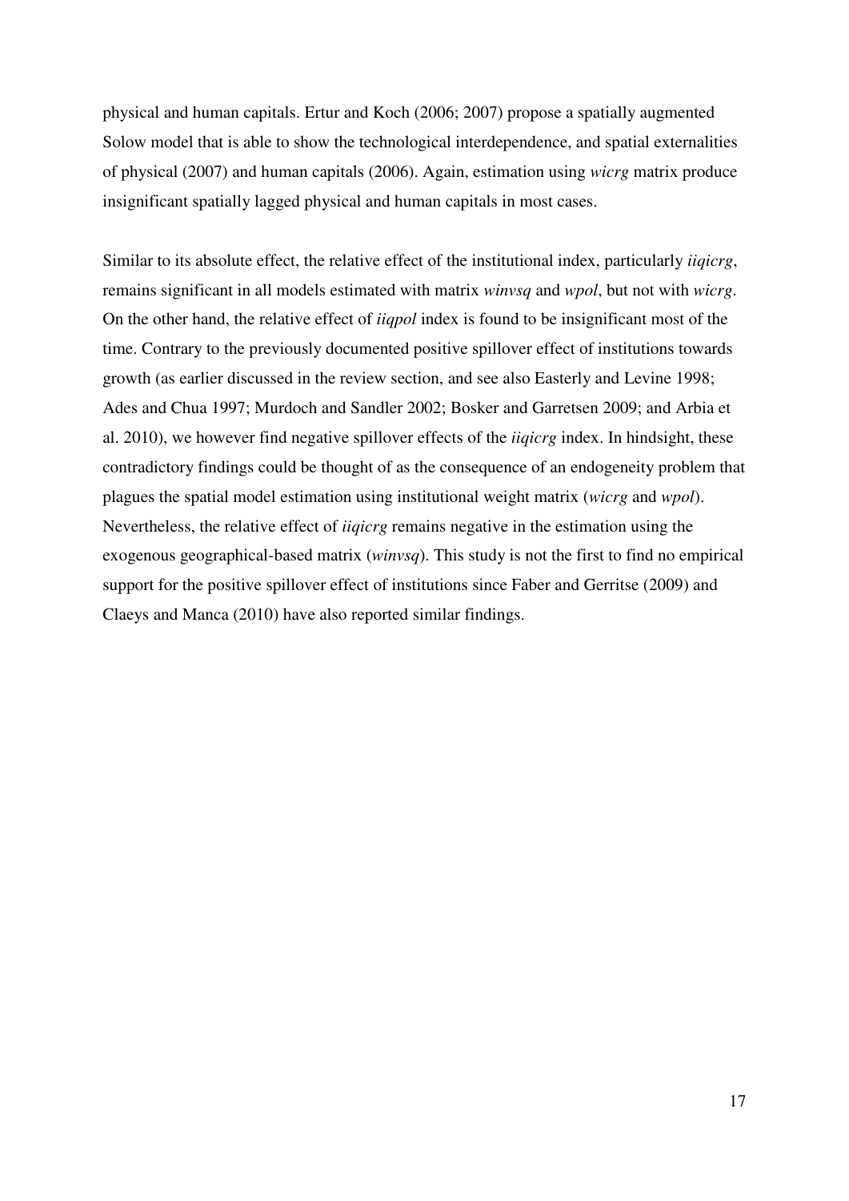physical and human capitals. Ertur and Koch (2006; 2007) propose a spatially augmented Solow model that is able to show the technological interdependence, and spatial externalities of physical (2007) and human capitals (2006). Again, estimation using *wicrg* matrix produce insignificant spatially lagged physical and human capitals in most cases.

Similar to its absolute effect, the relative effect of the institutional index, particularly *iiqicrg*, remains significant in all models estimated with matrix *winvsq* and *wpol*, but not with *wicrg*. On the other hand, the relative effect of *iiqpol* index is found to be insignificant most of the time. Contrary to the previously documented positive spillover effect of institutions towards growth (as earlier discussed in the review section, and see also Easterly and Levine 1998; Ades and Chua 1997; Murdoch and Sandler 2002; Bosker and Garretsen 2009; and Arbia et al. 2010), we however find negative spillover effects of the *iiqicrg* index. In hindsight, these contradictory findings could be thought of as the consequence of an endogeneity problem that plagues the spatial model estimation using institutional weight matrix (*wicrg* and *wpol*). Nevertheless, the relative effect of *iiqicrg* remains negative in the estimation using the exogenous geographical-based matrix (*winvsq*). This study is not the first to find no empirical support for the positive spillover effect of institutions since Faber and Gerritse (2009) and Claeys and Manca (2010) have also reported similar findings.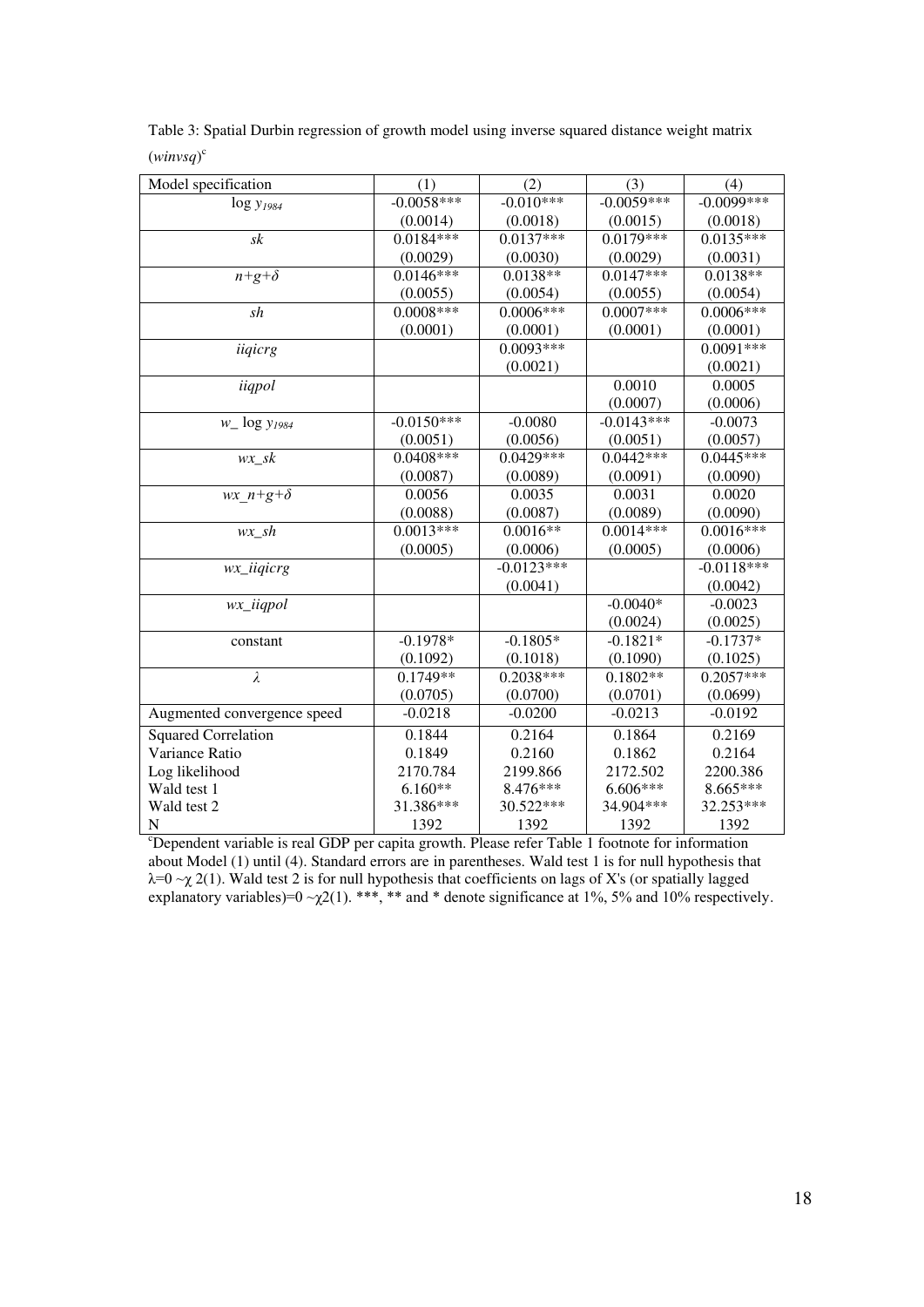Table 3: Spatial Durbin regression of growth model using inverse squared distance weight matrix (*winvsq*)[c]

| Model specification | (1) | (2) | (3) | (4) |
|---|---|---|---|---|
| $\log y_{1984}$ | -0.0058*** | -0.010*** | -0.0059*** | -0.0099*** |
| | (0.0014) | (0.0018) | (0.0015) | (0.0018) |
| $sk$ | 0.0184*** | 0.0137*** | 0.0179*** | 0.0135*** |
| | (0.0029) | (0.0030) | (0.0029) | (0.0031) |
| $n+g+\delta$ | 0.0146*** | 0.0138** | 0.0147*** | 0.0138** |
| | (0.0055) | (0.0054) | (0.0055) | (0.0054) |
| $sh$ | 0.0008*** | 0.0006*** | 0.0007*** | 0.0006*** |
| | (0.0001) | (0.0001) | (0.0001) | (0.0001) |
| *iiqicrg* | | 0.0093*** | | 0.0091*** |
| | | (0.0021) | | (0.0021) |
| *iiqpol* | | | 0.0010 | 0.0005 |
| | | | (0.0007) | (0.0006) |
| $w\_\log y_{1984}$ | -0.0150*** | -0.0080 | -0.0143*** | -0.0073 |
| | (0.0051) | (0.0056) | (0.0051) | (0.0057) |
| *wx_sk* | 0.0408*** | 0.0429*** | 0.0442*** | 0.0445*** |
| | (0.0087) | (0.0089) | (0.0091) | (0.0090) |
| $wx\_n+g+\delta$ | 0.0056 | 0.0035 | 0.0031 | 0.0020 |
| | (0.0088) | (0.0087) | (0.0089) | (0.0090) |
| *wx_sh* | 0.0013*** | 0.0016** | 0.0014*** | 0.0016*** |
| | (0.0005) | (0.0006) | (0.0005) | (0.0006) |
| *wx_iiqicrg* | | -0.0123*** | | -0.0118*** |
| | | (0.0041) | | (0.0042) |
| *wx_iiqpol* | | | -0.0040* | -0.0023 |
| | | | (0.0024) | (0.0025) |
| constant | -0.1978* | -0.1805* | -0.1821* | -0.1737* |
| | (0.1092) | (0.1018) | (0.1090) | (0.1025) |
| $\lambda$ | 0.1749** | 0.2038*** | 0.1802** | 0.2057*** |
| | (0.0705) | (0.0700) | (0.0701) | (0.0699) |
| Augmented convergence speed | -0.0218 | -0.0200 | -0.0213 | -0.0192 |
| Squared Correlation | 0.1844 | 0.2164 | 0.1864 | 0.2169 |
| Variance Ratio | 0.1849 | 0.2160 | 0.1862 | 0.2164 |
| Log likelihood | 2170.784 | 2199.866 | 2172.502 | 2200.386 |
| Wald test 1 | 6.160** | 8.476*** | 6.606*** | 8.665*** |
| Wald test 2 | 31.386*** | 30.522*** | 34.904*** | 32.253*** |
| N | 1392 | 1392 | 1392 | 1392 |

[c]Dependent variable is real GDP per capita growth. Please refer Table 1 footnote for information about Model (1) until (4). Standard errors are in parentheses. Wald test 1 is for null hypothesis that $\lambda=0 \sim \chi^2(1)$. Wald test 2 is for null hypothesis that coefficients on lags of X's (or spatially lagged explanatory variables)$=0 \sim \chi^2(1)$. ***, ** and * denote significance at 1%, 5% and 10% respectively.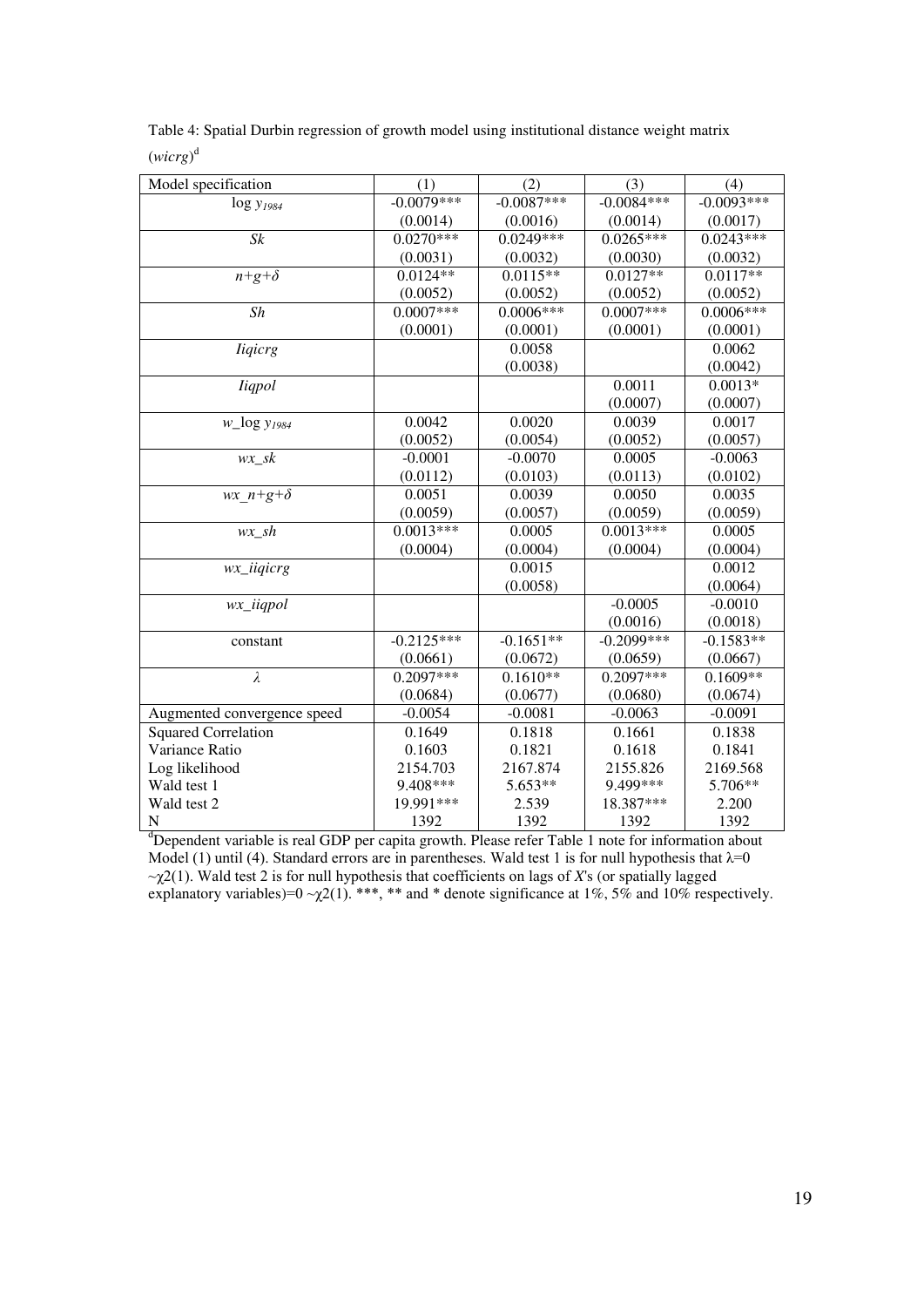Table 4: Spatial Durbin regression of growth model using institutional distance weight matrix (*wicrg*)[d]

| Model specification | (1) | (2) | (3) | (4) |
|---|---|---|---|---|
| $\log y_{1984}$ | -0.0079*** | -0.0087*** | -0.0084*** | -0.0093*** |
| | (0.0014) | (0.0016) | (0.0014) | (0.0017) |
| *Sk* | 0.0270*** | 0.0249*** | 0.0265*** | 0.0243*** |
| | (0.0031) | (0.0032) | (0.0030) | (0.0032) |
| $n+g+\delta$ | 0.0124** | 0.0115** | 0.0127** | 0.0117** |
| | (0.0052) | (0.0052) | (0.0052) | (0.0052) |
| *Sh* | 0.0007*** | 0.0006*** | 0.0007*** | 0.0006*** |
| | (0.0001) | (0.0001) | (0.0001) | (0.0001) |
| *Iiqicrg* | | 0.0058 | | 0.0062 |
| | | (0.0038) | | (0.0042) |
| *Iiqpol* | | | 0.0011 | 0.0013* |
| | | | (0.0007) | (0.0007) |
| $w\_\log y_{1984}$ | 0.0042 | 0.0020 | 0.0039 | 0.0017 |
| | (0.0052) | (0.0054) | (0.0052) | (0.0057) |
| *wx_sk* | -0.0001 | -0.0070 | 0.0005 | -0.0063 |
| | (0.0112) | (0.0103) | (0.0113) | (0.0102) |
| $wx\_n+g+\delta$ | 0.0051 | 0.0039 | 0.0050 | 0.0035 |
| | (0.0059) | (0.0057) | (0.0059) | (0.0059) |
| *wx_sh* | 0.0013*** | 0.0005 | 0.0013*** | 0.0005 |
| | (0.0004) | (0.0004) | (0.0004) | (0.0004) |
| *wx_iiqicrg* | | 0.0015 | | 0.0012 |
| | | (0.0058) | | (0.0064) |
| *wx_iiqpol* | | | -0.0005 | -0.0010 |
| | | | (0.0016) | (0.0018) |
| constant | -0.2125*** | -0.1651** | -0.2099*** | -0.1583** |
| | (0.0661) | (0.0672) | (0.0659) | (0.0667) |
| $\lambda$ | 0.2097*** | 0.1610** | 0.2097*** | 0.1609** |
| | (0.0684) | (0.0677) | (0.0680) | (0.0674) |
| Augmented convergence speed | -0.0054 | -0.0081 | -0.0063 | -0.0091 |
| Squared Correlation | 0.1649 | 0.1818 | 0.1661 | 0.1838 |
| Variance Ratio | 0.1603 | 0.1821 | 0.1618 | 0.1841 |
| Log likelihood | 2154.703 | 2167.874 | 2155.826 | 2169.568 |
| Wald test 1 | 9.408*** | 5.653** | 9.499*** | 5.706** |
| Wald test 2 | 19.991*** | 2.539 | 18.387*** | 2.200 |
| N | 1392 | 1392 | 1392 | 1392 |

[d]Dependent variable is real GDP per capita growth. Please refer Table 1 note for information about Model (1) until (4). Standard errors are in parentheses. Wald test 1 is for null hypothesis that $\lambda=0$ $\sim\chi2(1)$. Wald test 2 is for null hypothesis that coefficients on lags of *X*'s (or spatially lagged explanatory variables)=0 $\sim\chi2(1)$. ***, ** and * denote significance at 1%, 5% and 10% respectively.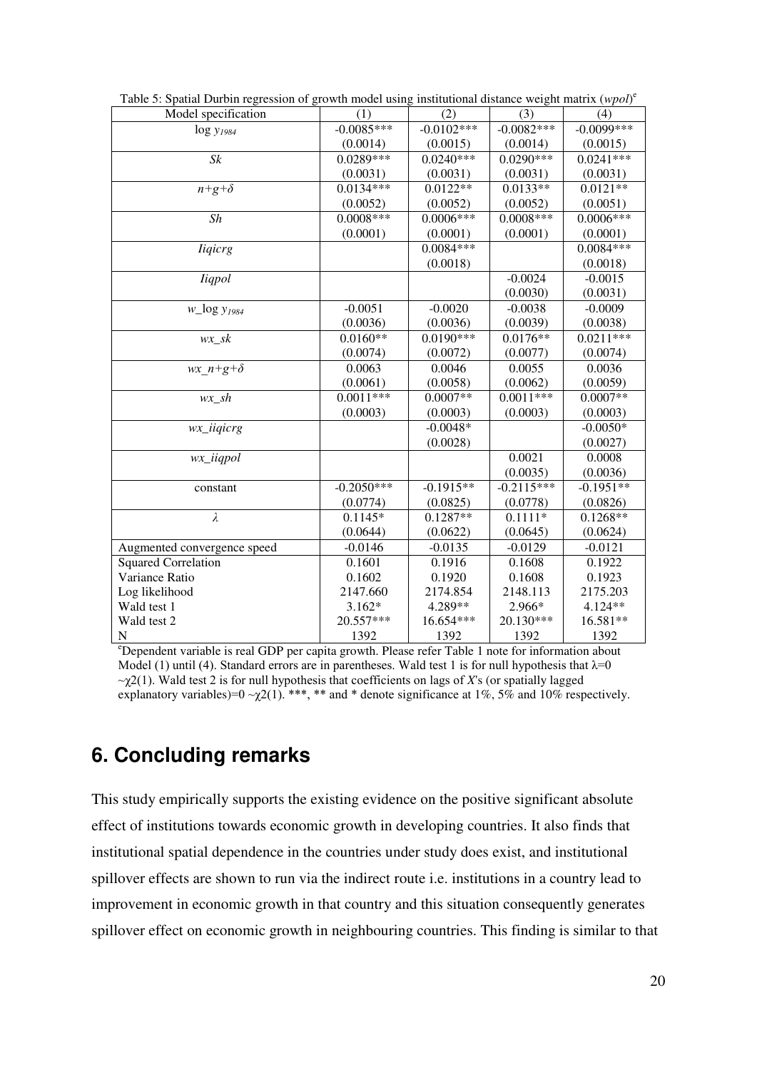Table 5: Spatial Durbin regression of growth model using institutional distance weight matrix (*wpol*)[e]

| Model specification | (1) | (2) | (3) | (4) |
|---|---|---|---|---|
| log $y_{1984}$ | -0.0085*** | -0.0102*** | -0.0082*** | -0.0099*** |
| | (0.0014) | (0.0015) | (0.0014) | (0.0015) |
| *Sk* | 0.0289*** | 0.0240*** | 0.0290*** | 0.0241*** |
| | (0.0031) | (0.0031) | (0.0031) | (0.0031) |
| $n+g+\delta$ | 0.0134*** | 0.0122** | 0.0133** | 0.0121** |
| | (0.0052) | (0.0052) | (0.0052) | (0.0051) |
| *Sh* | 0.0008*** | 0.0006*** | 0.0008*** | 0.0006*** |
| | (0.0001) | (0.0001) | (0.0001) | (0.0001) |
| *Iiqicrg* | | 0.0084*** | | 0.0084*** |
| | | (0.0018) | | (0.0018) |
| *Iiqpol* | | | -0.0024 | -0.0015 |
| | | | (0.0030) | (0.0031) |
| *w*_log $y_{1984}$ | -0.0051 | -0.0020 | -0.0038 | -0.0009 |
| | (0.0036) | (0.0036) | (0.0039) | (0.0038) |
| *wx_sk* | 0.0160** | 0.0190*** | 0.0176** | 0.0211*** |
| | (0.0074) | (0.0072) | (0.0077) | (0.0074) |
| *wx*_$n+g+\delta$ | 0.0063 | 0.0046 | 0.0055 | 0.0036 |
| | (0.0061) | (0.0058) | (0.0062) | (0.0059) |
| *wx_sh* | 0.0011*** | 0.0007** | 0.0011*** | 0.0007** |
| | (0.0003) | (0.0003) | (0.0003) | (0.0003) |
| *wx_iiqicrg* | | -0.0048* | | -0.0050* |
| | | (0.0028) | | (0.0027) |
| *wx_iiqpol* | | | 0.0021 | 0.0008 |
| | | | (0.0035) | (0.0036) |
| constant | -0.2050*** | -0.1915** | -0.2115*** | -0.1951** |
| | (0.0774) | (0.0825) | (0.0778) | (0.0826) |
| $\lambda$ | 0.1145* | 0.1287** | 0.1111* | 0.1268** |
| | (0.0644) | (0.0622) | (0.0645) | (0.0624) |
| Augmented convergence speed | -0.0146 | -0.0135 | -0.0129 | -0.0121 |
| Squared Correlation | 0.1601 | 0.1916 | 0.1608 | 0.1922 |
| Variance Ratio | 0.1602 | 0.1920 | 0.1608 | 0.1923 |
| Log likelihood | 2147.660 | 2174.854 | 2148.113 | 2175.203 |
| Wald test 1 | 3.162* | 4.289** | 2.966* | 4.124** |
| Wald test 2 | 20.557*** | 16.654*** | 20.130*** | 16.581** |
| N | 1392 | 1392 | 1392 | 1392 |

[e]Dependent variable is real GDP per capita growth. Please refer Table 1 note for information about Model (1) until (4). Standard errors are in parentheses. Wald test 1 is for null hypothesis that $\lambda=0$ $\sim\chi2(1)$. Wald test 2 is for null hypothesis that coefficients on lags of *X*'s (or spatially lagged explanatory variables)=0 $\sim\chi2(1)$. ***, ** and * denote significance at 1%, 5% and 10% respectively.

## 6. Concluding remarks

This study empirically supports the existing evidence on the positive significant absolute effect of institutions towards economic growth in developing countries. It also finds that institutional spatial dependence in the countries under study does exist, and institutional spillover effects are shown to run via the indirect route i.e. institutions in a country lead to improvement in economic growth in that country and this situation consequently generates spillover effect on economic growth in neighbouring countries. This finding is similar to that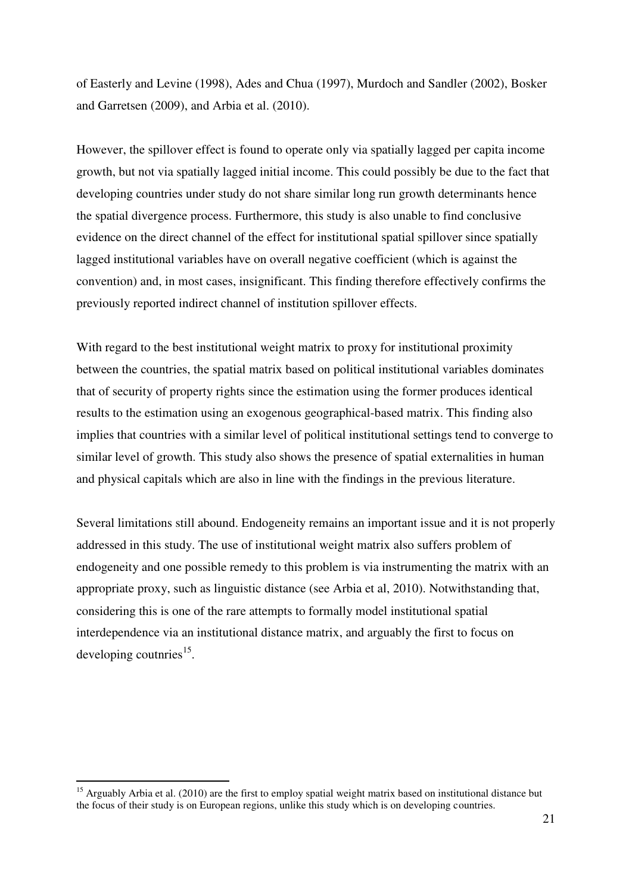of Easterly and Levine (1998), Ades and Chua (1997), Murdoch and Sandler (2002), Bosker and Garretsen (2009), and Arbia et al. (2010).

However, the spillover effect is found to operate only via spatially lagged per capita income growth, but not via spatially lagged initial income. This could possibly be due to the fact that developing countries under study do not share similar long run growth determinants hence the spatial divergence process. Furthermore, this study is also unable to find conclusive evidence on the direct channel of the effect for institutional spatial spillover since spatially lagged institutional variables have on overall negative coefficient (which is against the convention) and, in most cases, insignificant. This finding therefore effectively confirms the previously reported indirect channel of institution spillover effects.

With regard to the best institutional weight matrix to proxy for institutional proximity between the countries, the spatial matrix based on political institutional variables dominates that of security of property rights since the estimation using the former produces identical results to the estimation using an exogenous geographical-based matrix. This finding also implies that countries with a similar level of political institutional settings tend to converge to similar level of growth. This study also shows the presence of spatial externalities in human and physical capitals which are also in line with the findings in the previous literature.

Several limitations still abound. Endogeneity remains an important issue and it is not properly addressed in this study. The use of institutional weight matrix also suffers problem of endogeneity and one possible remedy to this problem is via instrumenting the matrix with an appropriate proxy, such as linguistic distance (see Arbia et al, 2010). Notwithstanding that, considering this is one of the rare attempts to formally model institutional spatial interdependence via an institutional distance matrix, and arguably the first to focus on developing coutnries[15].

[15] Arguably Arbia et al. (2010) are the first to employ spatial weight matrix based on institutional distance but the focus of their study is on European regions, unlike this study which is on developing countries.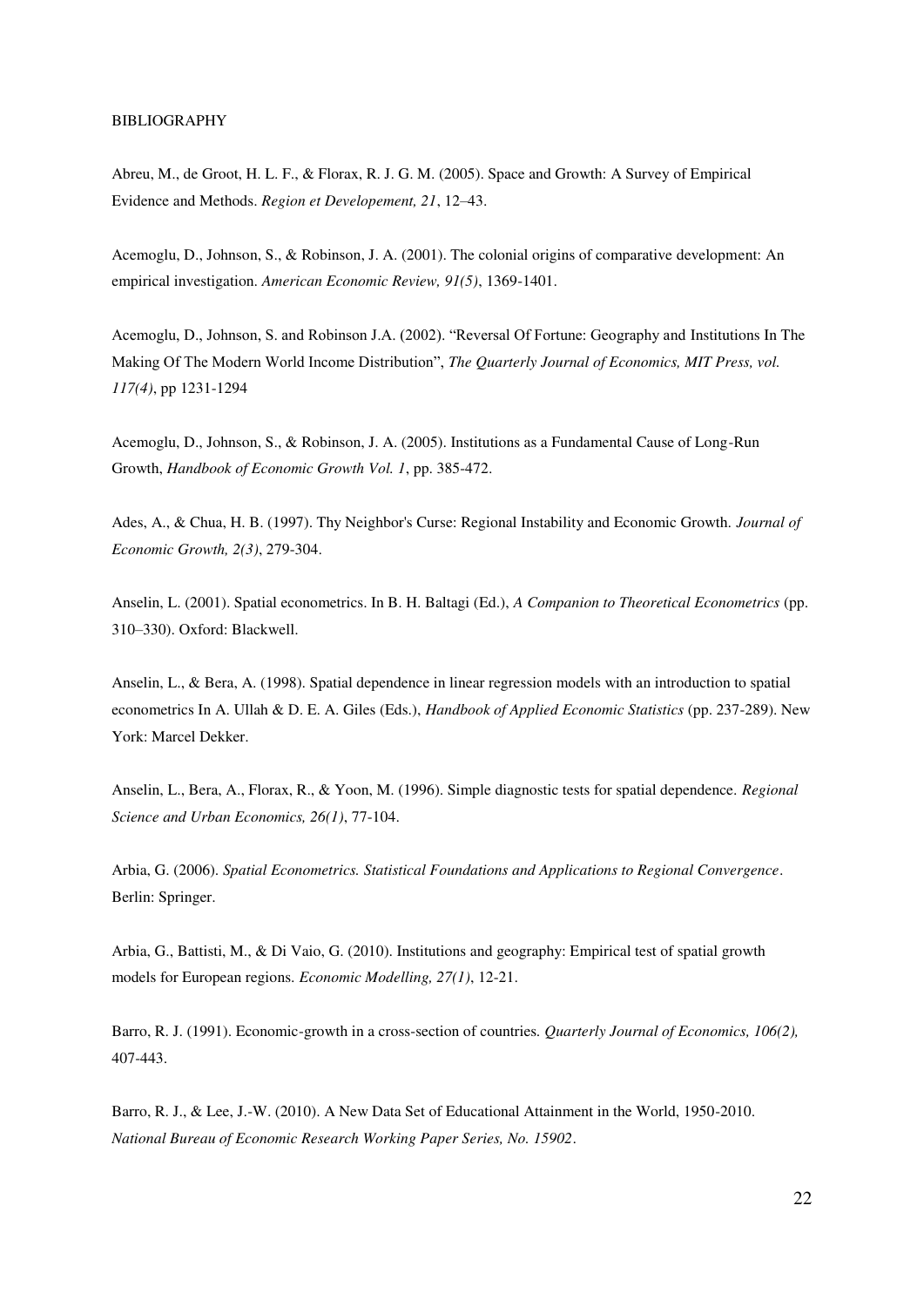BIBLIOGRAPHY

Abreu, M., de Groot, H. L. F., & Florax, R. J. G. M. (2005). Space and Growth: A Survey of Empirical Evidence and Methods. *Region et Developement, 21*, 12–43.

Acemoglu, D., Johnson, S., & Robinson, J. A. (2001). The colonial origins of comparative development: An empirical investigation. *American Economic Review, 91(5)*, 1369-1401.

Acemoglu, D., Johnson, S. and Robinson J.A. (2002). "Reversal Of Fortune: Geography and Institutions In The Making Of The Modern World Income Distribution", *The Quarterly Journal of Economics, MIT Press, vol. 117(4)*, pp 1231-1294

Acemoglu, D., Johnson, S., & Robinson, J. A. (2005). Institutions as a Fundamental Cause of Long-Run Growth, *Handbook of Economic Growth Vol. 1*, pp. 385-472.

Ades, A., & Chua, H. B. (1997). Thy Neighbor's Curse: Regional Instability and Economic Growth. *Journal of Economic Growth, 2(3)*, 279-304.

Anselin, L. (2001). Spatial econometrics. In B. H. Baltagi (Ed.), *A Companion to Theoretical Econometrics* (pp. 310–330). Oxford: Blackwell.

Anselin, L., & Bera, A. (1998). Spatial dependence in linear regression models with an introduction to spatial econometrics In A. Ullah & D. E. A. Giles (Eds.), *Handbook of Applied Economic Statistics* (pp. 237-289). New York: Marcel Dekker.

Anselin, L., Bera, A., Florax, R., & Yoon, M. (1996). Simple diagnostic tests for spatial dependence. *Regional Science and Urban Economics, 26(1)*, 77-104.

Arbia, G. (2006). *Spatial Econometrics. Statistical Foundations and Applications to Regional Convergence*. Berlin: Springer.

Arbia, G., Battisti, M., & Di Vaio, G. (2010). Institutions and geography: Empirical test of spatial growth models for European regions. *Economic Modelling, 27(1)*, 12-21.

Barro, R. J. (1991). Economic-growth in a cross-section of countries. *Quarterly Journal of Economics, 106(2),* 407-443.

Barro, R. J., & Lee, J.-W. (2010). A New Data Set of Educational Attainment in the World, 1950-2010. *National Bureau of Economic Research Working Paper Series, No. 15902*.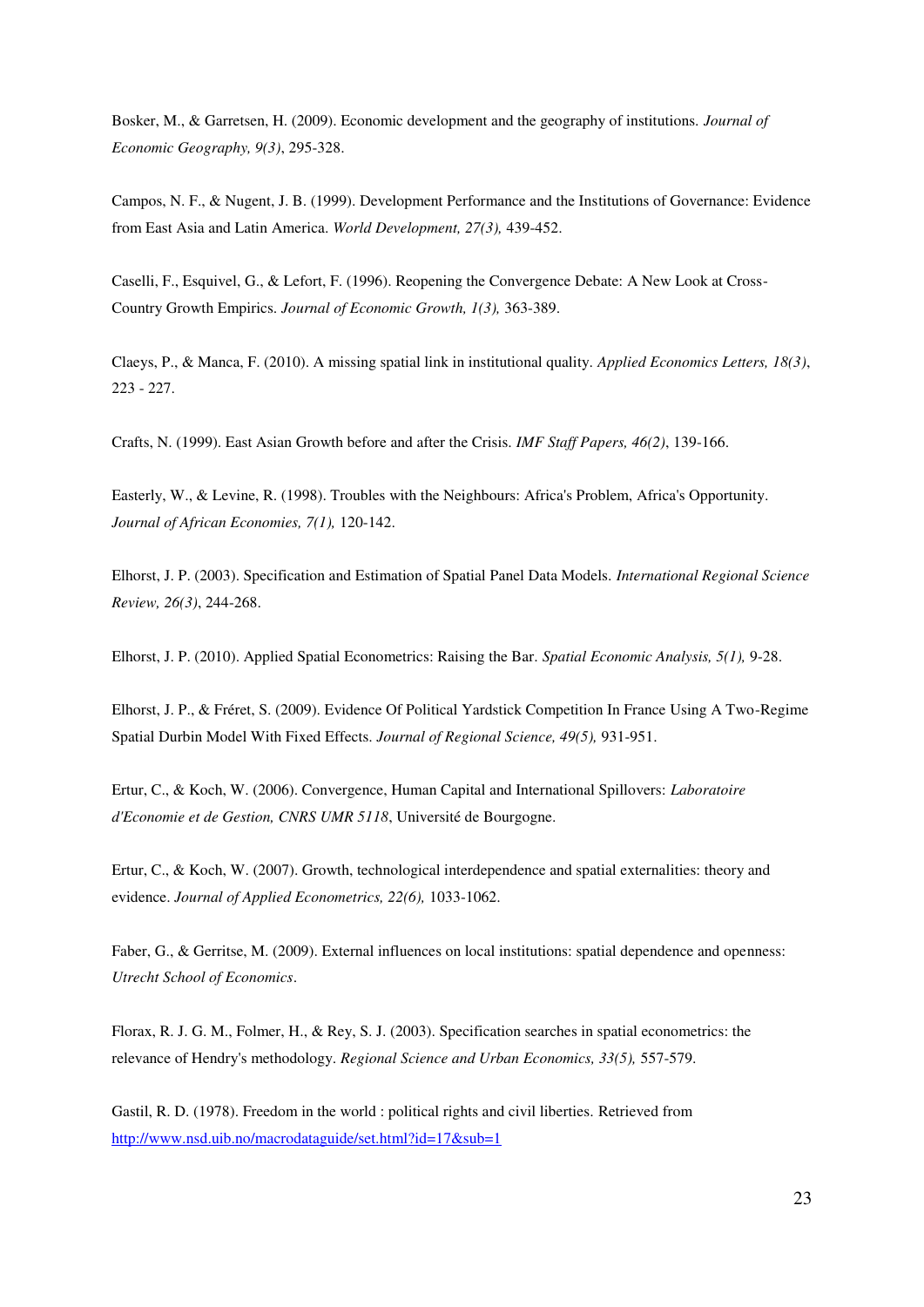Bosker, M., & Garretsen, H. (2009). Economic development and the geography of institutions. *Journal of Economic Geography, 9(3)*, 295-328.

Campos, N. F., & Nugent, J. B. (1999). Development Performance and the Institutions of Governance: Evidence from East Asia and Latin America. *World Development, 27(3),* 439-452.

Caselli, F., Esquivel, G., & Lefort, F. (1996). Reopening the Convergence Debate: A New Look at Cross-Country Growth Empirics. *Journal of Economic Growth, 1(3),* 363-389.

Claeys, P., & Manca, F. (2010). A missing spatial link in institutional quality. *Applied Economics Letters, 18(3)*, 223 - 227.

Crafts, N. (1999). East Asian Growth before and after the Crisis. *IMF Staff Papers, 46(2)*, 139-166.

Easterly, W., & Levine, R. (1998). Troubles with the Neighbours: Africa's Problem, Africa's Opportunity. *Journal of African Economies, 7(1),* 120-142.

Elhorst, J. P. (2003). Specification and Estimation of Spatial Panel Data Models. *International Regional Science Review, 26(3)*, 244-268.

Elhorst, J. P. (2010). Applied Spatial Econometrics: Raising the Bar. *Spatial Economic Analysis, 5(1),* 9-28.

Elhorst, J. P., & Fréret, S. (2009). Evidence Of Political Yardstick Competition In France Using A Two-Regime Spatial Durbin Model With Fixed Effects. *Journal of Regional Science, 49(5),* 931-951.

Ertur, C., & Koch, W. (2006). Convergence, Human Capital and International Spillovers: *Laboratoire d'Economie et de Gestion, CNRS UMR 5118*, Université de Bourgogne.

Ertur, C., & Koch, W. (2007). Growth, technological interdependence and spatial externalities: theory and evidence. *Journal of Applied Econometrics, 22(6),* 1033-1062.

Faber, G., & Gerritse, M. (2009). External influences on local institutions: spatial dependence and openness: *Utrecht School of Economics*.

Florax, R. J. G. M., Folmer, H., & Rey, S. J. (2003). Specification searches in spatial econometrics: the relevance of Hendry's methodology. *Regional Science and Urban Economics, 33(5),* 557-579.

Gastil, R. D. (1978). Freedom in the world : political rights and civil liberties. Retrieved from http://www.nsd.uib.no/macrodataguide/set.html?id=17&sub=1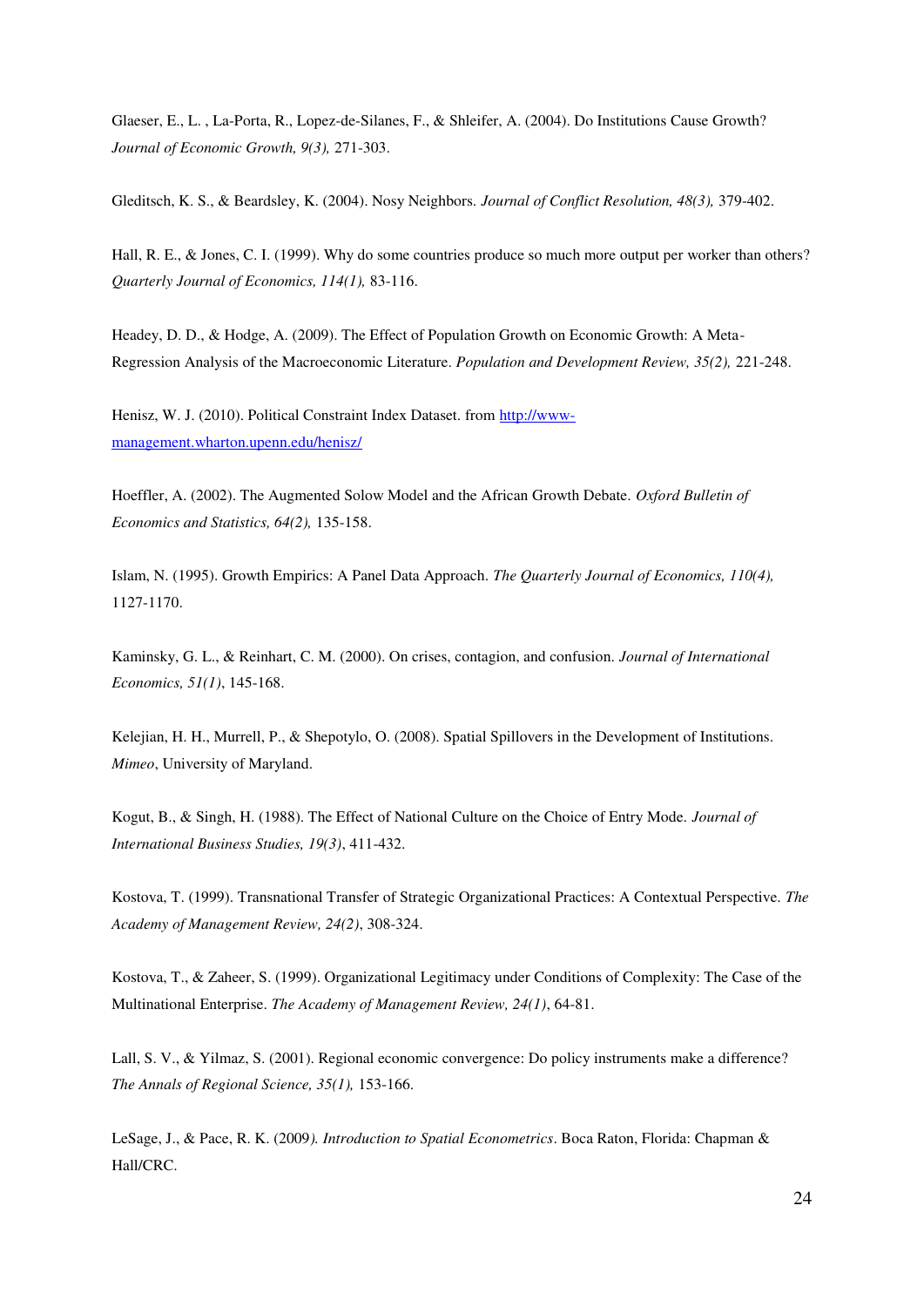Glaeser, E., L. , La-Porta, R., Lopez-de-Silanes, F., & Shleifer, A. (2004). Do Institutions Cause Growth? *Journal of Economic Growth, 9(3),* 271-303.

Gleditsch, K. S., & Beardsley, K. (2004). Nosy Neighbors. *Journal of Conflict Resolution, 48(3),* 379-402.

Hall, R. E., & Jones, C. I. (1999). Why do some countries produce so much more output per worker than others? *Quarterly Journal of Economics, 114(1),* 83-116.

Headey, D. D., & Hodge, A. (2009). The Effect of Population Growth on Economic Growth: A Meta-Regression Analysis of the Macroeconomic Literature. *Population and Development Review, 35(2),* 221-248.

Henisz, W. J. (2010). Political Constraint Index Dataset. from [http://www-management.wharton.upenn.edu/henisz/](http://www-management.wharton.upenn.edu/henisz/)

Hoeffler, A. (2002). The Augmented Solow Model and the African Growth Debate. *Oxford Bulletin of Economics and Statistics, 64(2),* 135-158.

Islam, N. (1995). Growth Empirics: A Panel Data Approach. *The Quarterly Journal of Economics, 110(4),* 1127-1170.

Kaminsky, G. L., & Reinhart, C. M. (2000). On crises, contagion, and confusion. *Journal of International Economics, 51(1)*, 145-168.

Kelejian, H. H., Murrell, P., & Shepotylo, O. (2008). Spatial Spillovers in the Development of Institutions. *Mimeo*, University of Maryland.

Kogut, B., & Singh, H. (1988). The Effect of National Culture on the Choice of Entry Mode. *Journal of International Business Studies, 19(3)*, 411-432.

Kostova, T. (1999). Transnational Transfer of Strategic Organizational Practices: A Contextual Perspective. *The Academy of Management Review, 24(2)*, 308-324.

Kostova, T., & Zaheer, S. (1999). Organizational Legitimacy under Conditions of Complexity: The Case of the Multinational Enterprise. *The Academy of Management Review, 24(1)*, 64-81.

Lall, S. V., & Yilmaz, S. (2001). Regional economic convergence: Do policy instruments make a difference? *The Annals of Regional Science, 35(1),* 153-166.

LeSage, J., & Pace, R. K. (2009). *Introduction to Spatial Econometrics*. Boca Raton, Florida: Chapman & Hall/CRC.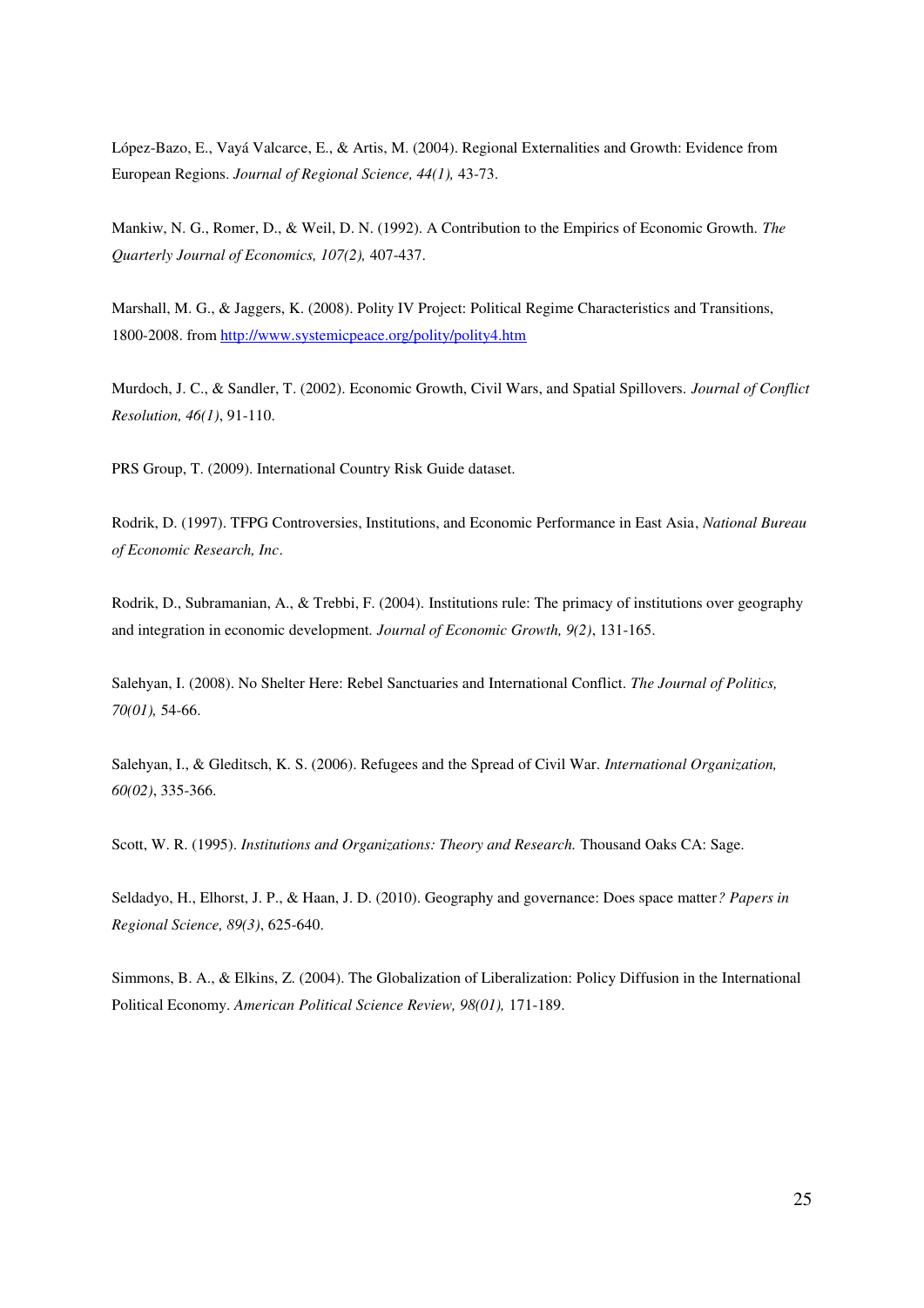López-Bazo, E., Vayá Valcarce, E., & Artis, M. (2004). Regional Externalities and Growth: Evidence from European Regions. *Journal of Regional Science, 44(1),* 43-73.

Mankiw, N. G., Romer, D., & Weil, D. N. (1992). A Contribution to the Empirics of Economic Growth. *The Quarterly Journal of Economics, 107(2),* 407-437.

Marshall, M. G., & Jaggers, K. (2008). Polity IV Project: Political Regime Characteristics and Transitions, 1800-2008. from http://www.systemicpeace.org/polity/polity4.htm

Murdoch, J. C., & Sandler, T. (2002). Economic Growth, Civil Wars, and Spatial Spillovers. *Journal of Conflict Resolution, 46(1)*, 91-110.

PRS Group, T. (2009). International Country Risk Guide dataset.

Rodrik, D. (1997). TFPG Controversies, Institutions, and Economic Performance in East Asia, *National Bureau of Economic Research, Inc*.

Rodrik, D., Subramanian, A., & Trebbi, F. (2004). Institutions rule: The primacy of institutions over geography and integration in economic development. *Journal of Economic Growth, 9(2)*, 131-165.

Salehyan, I. (2008). No Shelter Here: Rebel Sanctuaries and International Conflict. *The Journal of Politics, 70(01),* 54-66.

Salehyan, I., & Gleditsch, K. S. (2006). Refugees and the Spread of Civil War. *International Organization, 60(02)*, 335-366.

Scott, W. R. (1995). *Institutions and Organizations: Theory and Research.* Thousand Oaks CA: Sage.

Seldadyo, H., Elhorst, J. P., & Haan, J. D. (2010). Geography and governance: Does space matter*? Papers in Regional Science, 89(3)*, 625-640.

Simmons, B. A., & Elkins, Z. (2004). The Globalization of Liberalization: Policy Diffusion in the International Political Economy. *American Political Science Review, 98(01),* 171-189.